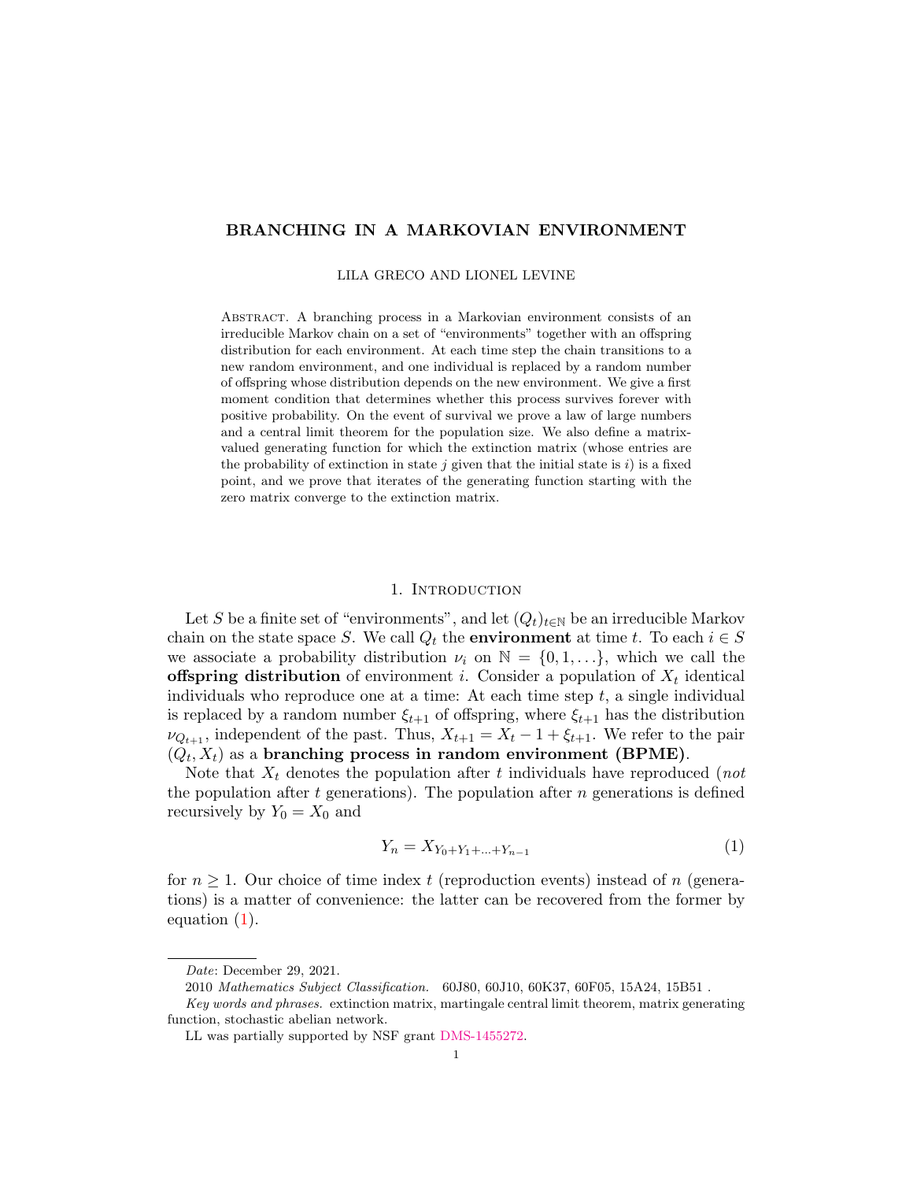# BRANCHING IN A MARKOVIAN ENVIRONMENT

LILA GRECO AND LIONEL LEVINE

Abstract. A branching process in a Markovian environment consists of an irreducible Markov chain on a set of "environments" together with an offspring distribution for each environment. At each time step the chain transitions to a new random environment, and one individual is replaced by a random number of offspring whose distribution depends on the new environment. We give a first moment condition that determines whether this process survives forever with positive probability. On the event of survival we prove a law of large numbers and a central limit theorem for the population size. We also define a matrix-valued generating function for which the extinction matrix (whose entries are the probability of extinction in state $j$ given that the initial state is $i$) is a fixed point, and we prove that iterates of the generating function starting with the zero matrix converge to the extinction matrix.

## 1. Introduction

Let $S$ be a finite set of "environments", and let $(Q_t)_{t\in\mathbb{N}}$ be an irreducible Markov chain on the state space $S$. We call $Q_t$ the **environment** at time $t$. To each $i \in S$ we associate a probability distribution $\nu_i$ on $\mathbb{N} = \{0, 1, \ldots\}$, which we call the **offspring distribution** of environment $i$. Consider a population of $X_t$ identical individuals who reproduce one at a time: At each time step $t$, a single individual is replaced by a random number $\xi_{t+1}$ of offspring, where $\xi_{t+1}$ has the distribution $\nu_{Q_{t+1}}$, independent of the past. Thus, $X_{t+1} = X_t - 1 + \xi_{t+1}$. We refer to the pair $(Q_t, X_t)$ as a **branching process in random environment (BPME)**.

Note that $X_t$ denotes the population after $t$ individuals have reproduced (*not* the population after $t$ generations). The population after $n$ generations is defined recursively by $Y_0 = X_0$ and

$$Y_n = X_{Y_0+Y_1+\ldots+Y_{n-1}} \tag{1}$$

for $n \geq 1$. Our choice of time index $t$ (reproduction events) instead of $n$ (generations) is a matter of convenience: the latter can be recovered from the former by equation (1).

---

*Date*: December 29, 2021.

2010 *Mathematics Subject Classification.* 60J80, 60J10, 60K37, 60F05, 15A24, 15B51 .

*Key words and phrases.* extinction matrix, martingale central limit theorem, matrix generating function, stochastic abelian network.

LL was partially supported by NSF grant DMS-1455272.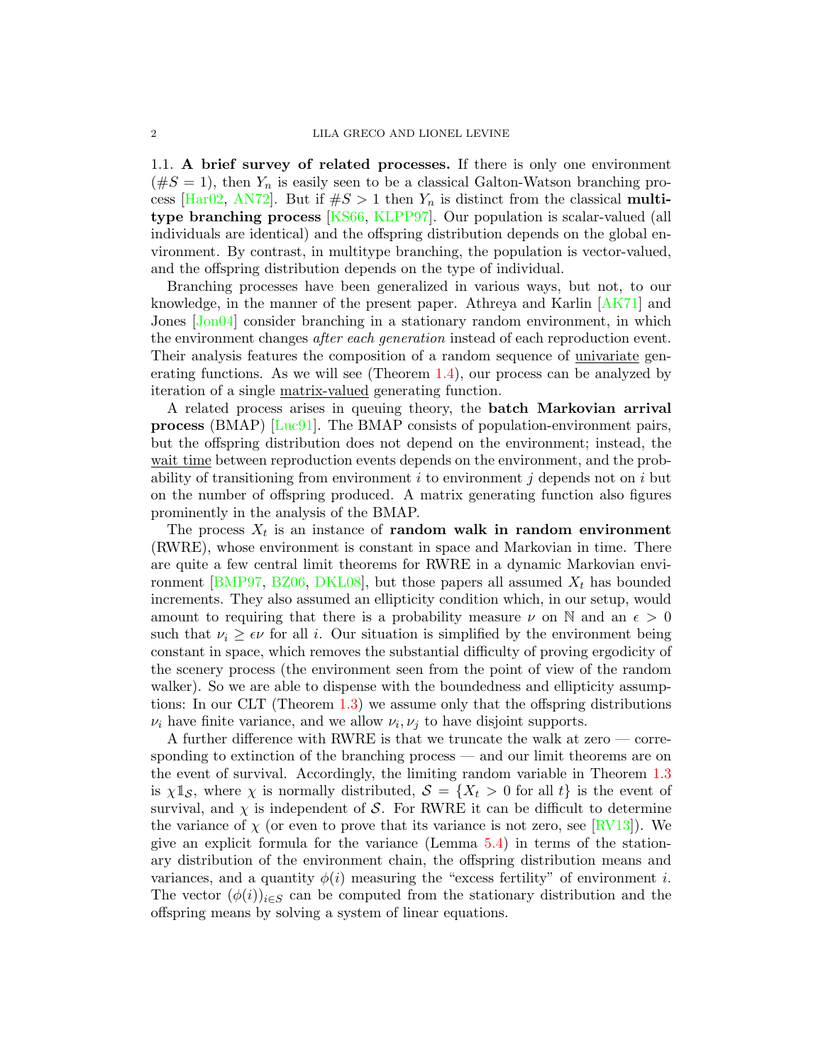### 1.1. A brief survey of related processes.

If there is only one environment ($\#S = 1$), then $Y_n$ is easily seen to be a classical Galton-Watson branching process [Har02, AN72]. But if $\#S > 1$ then $Y_n$ is distinct from the classical **multitype branching process** [KS66, KLPP97]. Our population is scalar-valued (all individuals are identical) and the offspring distribution depends on the global environment. By contrast, in multitype branching, the population is vector-valued, and the offspring distribution depends on the type of individual.

Branching processes have been generalized in various ways, but not, to our knowledge, in the manner of the present paper. Athreya and Karlin [AK71] and Jones [Jon04] consider branching in a stationary random environment, in which the environment changes *after each generation* instead of each reproduction event. Their analysis features the composition of a random sequence of univariate generating functions. As we will see (Theorem 1.4), our process can be analyzed by iteration of a single matrix-valued generating function.

A related process arises in queuing theory, the **batch Markovian arrival process** (BMAP) [Luc91]. The BMAP consists of population-environment pairs, but the offspring distribution does not depend on the environment; instead, the wait time between reproduction events depends on the environment, and the probability of transitioning from environment $i$ to environment $j$ depends not on $i$ but on the number of offspring produced. A matrix generating function also figures prominently in the analysis of the BMAP.

The process $X_t$ is an instance of **random walk in random environment** (RWRE), whose environment is constant in space and Markovian in time. There are quite a few central limit theorems for RWRE in a dynamic Markovian environment [BMP97, BZ06, DKL08], but those papers all assumed $X_t$ has bounded increments. They also assumed an ellipticity condition which, in our setup, would amount to requiring that there is a probability measure $\nu$ on $\mathbb{N}$ and an $\epsilon > 0$ such that $\nu_i \geq \epsilon \nu$ for all $i$. Our situation is simplified by the environment being constant in space, which removes the substantial difficulty of proving ergodicity of the scenery process (the environment seen from the point of view of the random walker). So we are able to dispense with the boundedness and ellipticity assumptions: In our CLT (Theorem 1.3) we assume only that the offspring distributions $\nu_i$ have finite variance, and we allow $\nu_i, \nu_j$ to have disjoint supports.

A further difference with RWRE is that we truncate the walk at zero — corresponding to extinction of the branching process — and our limit theorems are on the event of survival. Accordingly, the limiting random variable in Theorem 1.3 is $\chi \mathbb{1}_{\mathcal{S}}$, where $\chi$ is normally distributed, $\mathcal{S} = \{X_t > 0 \text{ for all } t\}$ is the event of survival, and $\chi$ is independent of $\mathcal{S}$. For RWRE it can be difficult to determine the variance of $\chi$ (or even to prove that its variance is not zero, see [RV13]). We give an explicit formula for the variance (Lemma 5.4) in terms of the stationary distribution of the environment chain, the offspring distribution means and variances, and a quantity $\phi(i)$ measuring the "excess fertility" of environment $i$. The vector $(\phi(i))_{i \in S}$ can be computed from the stationary distribution and the offspring means by solving a system of linear equations.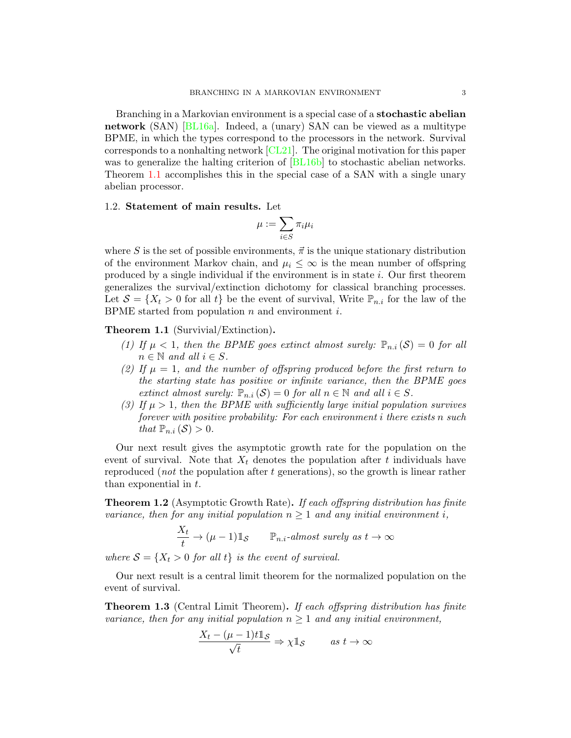Branching in a Markovian environment is a special case of a **stochastic abelian network** (SAN) [BL16a]. Indeed, a (unary) SAN can be viewed as a multitype BPME, in which the types correspond to the processors in the network. Survival corresponds to a nonhalting network [CL21]. The original motivation for this paper was to generalize the halting criterion of [BL16b] to stochastic abelian networks. Theorem 1.1 accomplishes this in the special case of a SAN with a single unary abelian processor.

## 1.2. Statement of main results.

Let

$$\mu := \sum_{i \in S} \pi_i \mu_i$$

where $S$ is the set of possible environments, $\vec{\pi}$ is the unique stationary distribution of the environment Markov chain, and $\mu_i \leq \infty$ is the mean number of offspring produced by a single individual if the environment is in state $i$. Our first theorem generalizes the survival/extinction dichotomy for classical branching processes. Let $\mathcal{S} = \{X_t > 0 \text{ for all } t\}$ be the event of survival, Write $\mathbb{P}_{n.i}$ for the law of the BPME started from population $n$ and environment $i$.

**Theorem 1.1** (Survivial/Extinction)**.**

*(1) If $\mu < 1$, then the BPME goes extinct almost surely: $\mathbb{P}_{n.i}(\mathcal{S}) = 0$ for all $n \in \mathbb{N}$ and all $i \in S$.*

*(2) If $\mu = 1$, and the number of offspring produced before the first return to the starting state has positive or infinite variance, then the BPME goes extinct almost surely: $\mathbb{P}_{n.i}(\mathcal{S}) = 0$ for all $n \in \mathbb{N}$ and all $i \in S$.*

*(3) If $\mu > 1$, then the BPME with sufficiently large initial population survives forever with positive probability: For each environment $i$ there exists $n$ such that $\mathbb{P}_{n.i}(\mathcal{S}) > 0$.*

Our next result gives the asymptotic growth rate for the population on the event of survival. Note that $X_t$ denotes the population after $t$ individuals have reproduced (*not* the population after $t$ generations), so the growth is linear rather than exponential in $t$.

**Theorem 1.2** (Asymptotic Growth Rate)**.** *If each offspring distribution has finite variance, then for any initial population $n \geq 1$ and any initial environment $i$,*

$$\frac{X_t}{t} \to (\mu - 1)\mathbb{1}_{\mathcal{S}} \qquad \mathbb{P}_{n.i}\text{-almost surely as } t \to \infty$$

*where $\mathcal{S} = \{X_t > 0 \text{ for all } t\}$ is the event of survival.*

Our next result is a central limit theorem for the normalized population on the event of survival.

**Theorem 1.3** (Central Limit Theorem)**.** *If each offspring distribution has finite variance, then for any initial population $n \geq 1$ and any initial environment,*

$$\frac{X_t - (\mu - 1)t\mathbb{1}_{\mathcal{S}}}{\sqrt{t}} \Rightarrow \chi \mathbb{1}_{\mathcal{S}} \qquad \text{as } t \to \infty$$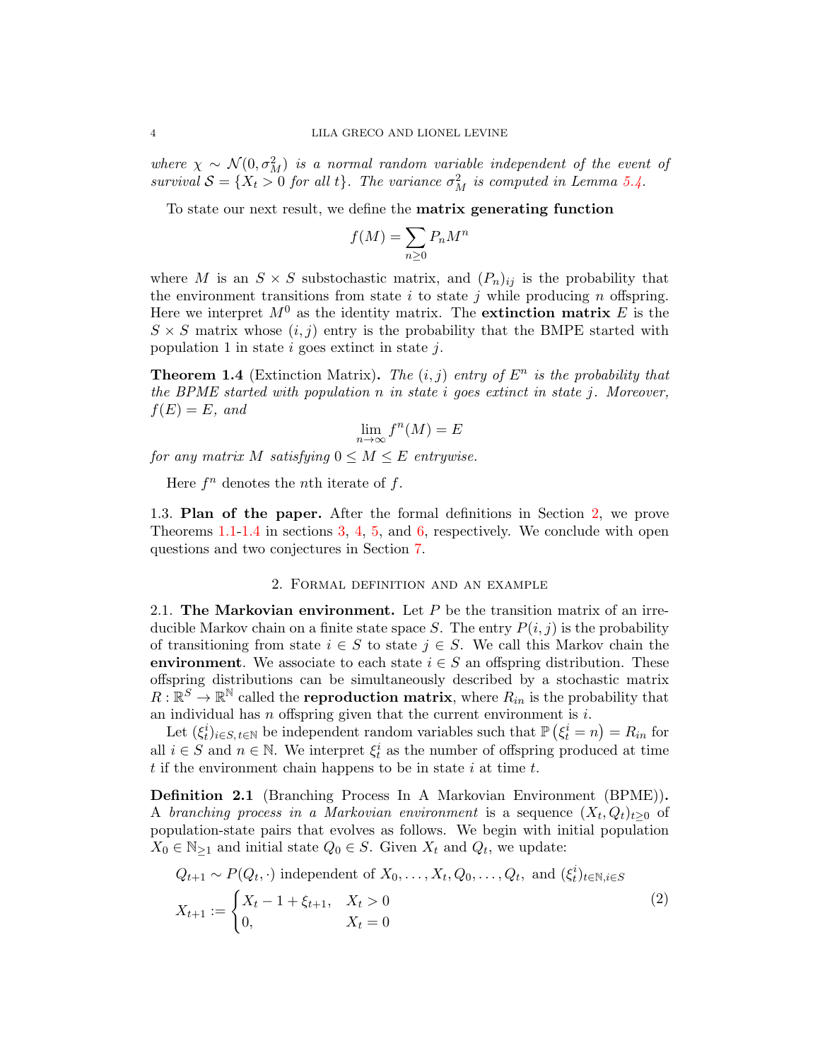*where $\chi \sim \mathcal{N}(0, \sigma_M^2)$ is a normal random variable independent of the event of survival $\mathcal{S} = \{X_t > 0 \text{ for all } t\}$. The variance $\sigma_M^2$ is computed in Lemma 5.4.*

To state our next result, we define the **matrix generating function**

$$f(M) = \sum_{n \geq 0} P_n M^n$$

where $M$ is an $S \times S$ substochastic matrix, and $(P_n)_{ij}$ is the probability that the environment transitions from state $i$ to state $j$ while producing $n$ offspring. Here we interpret $M^0$ as the identity matrix. The **extinction matrix** $E$ is the $S \times S$ matrix whose $(i, j)$ entry is the probability that the BMPE started with population 1 in state $i$ goes extinct in state $j$.

**Theorem 1.4** (Extinction Matrix)**.** *The $(i, j)$ entry of $E^n$ is the probability that the BPME started with population $n$ in state $i$ goes extinct in state $j$. Moreover, $f(E) = E$, and*

$$\lim_{n \to \infty} f^n(M) = E$$

*for any matrix $M$ satisfying $0 \leq M \leq E$ entrywise.*

Here $f^n$ denotes the $n$th iterate of $f$.

1.3. **Plan of the paper.** After the formal definitions in Section 2, we prove Theorems 1.1-1.4 in sections 3, 4, 5, and 6, respectively. We conclude with open questions and two conjectures in Section 7.

## 2. Formal definition and an example

2.1. **The Markovian environment.** Let $P$ be the transition matrix of an irreducible Markov chain on a finite state space $S$. The entry $P(i, j)$ is the probability of transitioning from state $i \in S$ to state $j \in S$. We call this Markov chain the **environment**. We associate to each state $i \in S$ an offspring distribution. These offspring distributions can be simultaneously described by a stochastic matrix $R : \mathbb{R}^S \to \mathbb{R}^{\mathbb{N}}$ called the **reproduction matrix**, where $R_{in}$ is the probability that an individual has $n$ offspring given that the current environment is $i$.

Let $(\xi_t^i)_{i \in S, t \in \mathbb{N}}$ be independent random variables such that $\mathbb{P}\left(\xi_t^i = n\right) = R_{in}$ for all $i \in S$ and $n \in \mathbb{N}$. We interpret $\xi_t^i$ as the number of offspring produced at time $t$ if the environment chain happens to be in state $i$ at time $t$.

**Definition 2.1** (Branching Process In A Markovian Environment (BPME))**.** A *branching process in a Markovian environment* is a sequence $(X_t, Q_t)_{t \geq 0}$ of population-state pairs that evolves as follows. We begin with initial population $X_0 \in \mathbb{N}_{\geq 1}$ and initial state $Q_0 \in S$. Given $X_t$ and $Q_t$, we update:

$$Q_{t+1} \sim P(Q_t, \cdot) \text{ independent of } X_0, \ldots, X_t, Q_0, \ldots, Q_t, \text{ and } (\xi_t^i)_{t \in \mathbb{N}, i \in S}$$

$$X_{t+1} := \begin{cases} X_t - 1 + \xi_{t+1}, & X_t > 0 \\ 0, & X_t = 0 \end{cases} \tag{2}$$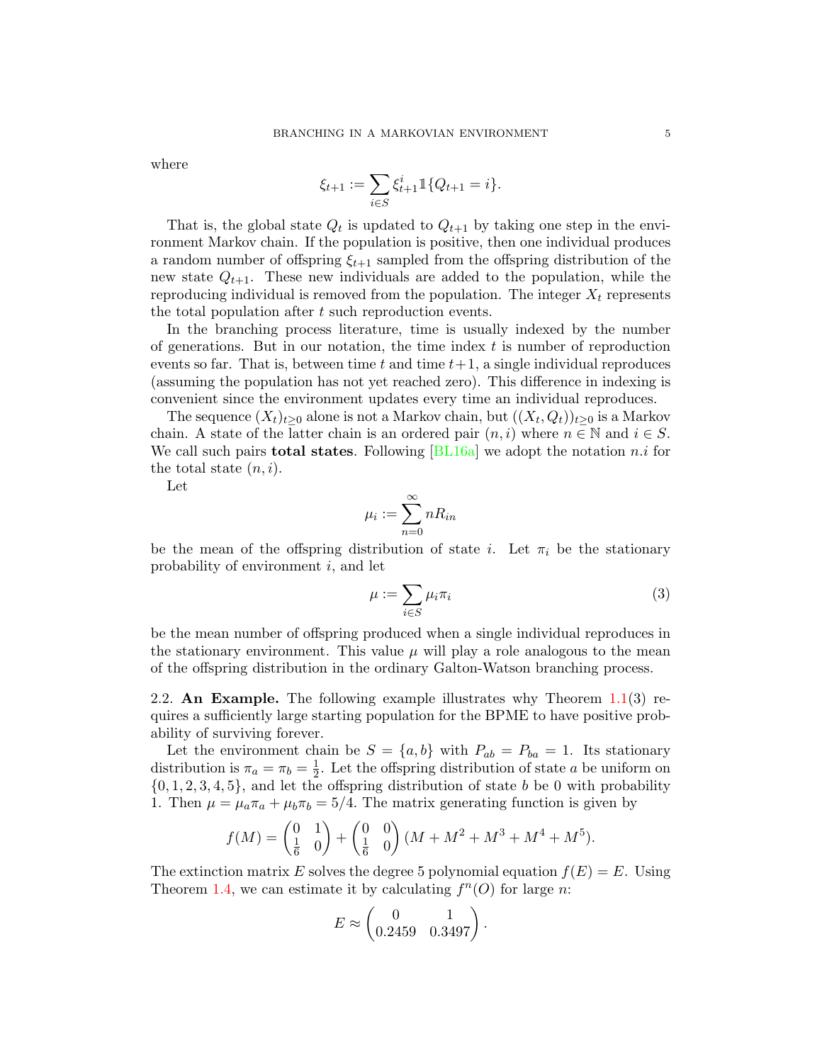where

$$\xi_{t+1} := \sum_{i \in S} \xi^i_{t+1} \mathbb{1}\{Q_{t+1} = i\}.$$

That is, the global state $Q_t$ is updated to $Q_{t+1}$ by taking one step in the environment Markov chain. If the population is positive, then one individual produces a random number of offspring $\xi_{t+1}$ sampled from the offspring distribution of the new state $Q_{t+1}$. These new individuals are added to the population, while the reproducing individual is removed from the population. The integer $X_t$ represents the total population after $t$ such reproduction events.

In the branching process literature, time is usually indexed by the number of generations. But in our notation, the time index $t$ is number of reproduction events so far. That is, between time $t$ and time $t+1$, a single individual reproduces (assuming the population has not yet reached zero). This difference in indexing is convenient since the environment updates every time an individual reproduces.

The sequence $(X_t)_{t \geq 0}$ alone is not a Markov chain, but $((X_t, Q_t))_{t \geq 0}$ is a Markov chain. A state of the latter chain is an ordered pair $(n, i)$ where $n \in \mathbb{N}$ and $i \in S$. We call such pairs **total states**. Following [BL16a] we adopt the notation $n.i$ for the total state $(n, i)$.

Let

$$\mu_i := \sum_{n=0}^{\infty} n R_{in}$$

be the mean of the offspring distribution of state $i$. Let $\pi_i$ be the stationary probability of environment $i$, and let

$$\mu := \sum_{i \in S} \mu_i \pi_i \tag{3}$$

be the mean number of offspring produced when a single individual reproduces in the stationary environment. This value $\mu$ will play a role analogous to the mean of the offspring distribution in the ordinary Galton-Watson branching process.

2.2. **An Example.** The following example illustrates why Theorem 1.1(3) requires a sufficiently large starting population for the BPME to have positive probability of surviving forever.

Let the environment chain be $S = \{a, b\}$ with $P_{ab} = P_{ba} = 1$. Its stationary distribution is $\pi_a = \pi_b = \frac{1}{2}$. Let the offspring distribution of state $a$ be uniform on $\{0, 1, 2, 3, 4, 5\}$, and let the offspring distribution of state $b$ be 0 with probability 1. Then $\mu = \mu_a \pi_a + \mu_b \pi_b = 5/4$. The matrix generating function is given by

$$f(M) = \begin{pmatrix} 0 & 1 \\ \frac{1}{6} & 0 \end{pmatrix} + \begin{pmatrix} 0 & 0 \\ \frac{1}{6} & 0 \end{pmatrix} (M + M^2 + M^3 + M^4 + M^5).$$

The extinction matrix $E$ solves the degree 5 polynomial equation $f(E) = E$. Using Theorem 1.4, we can estimate it by calculating $f^n(O)$ for large $n$:

$$E \approx \begin{pmatrix} 0 & 1 \\ 0.2459 & 0.3497 \end{pmatrix}.$$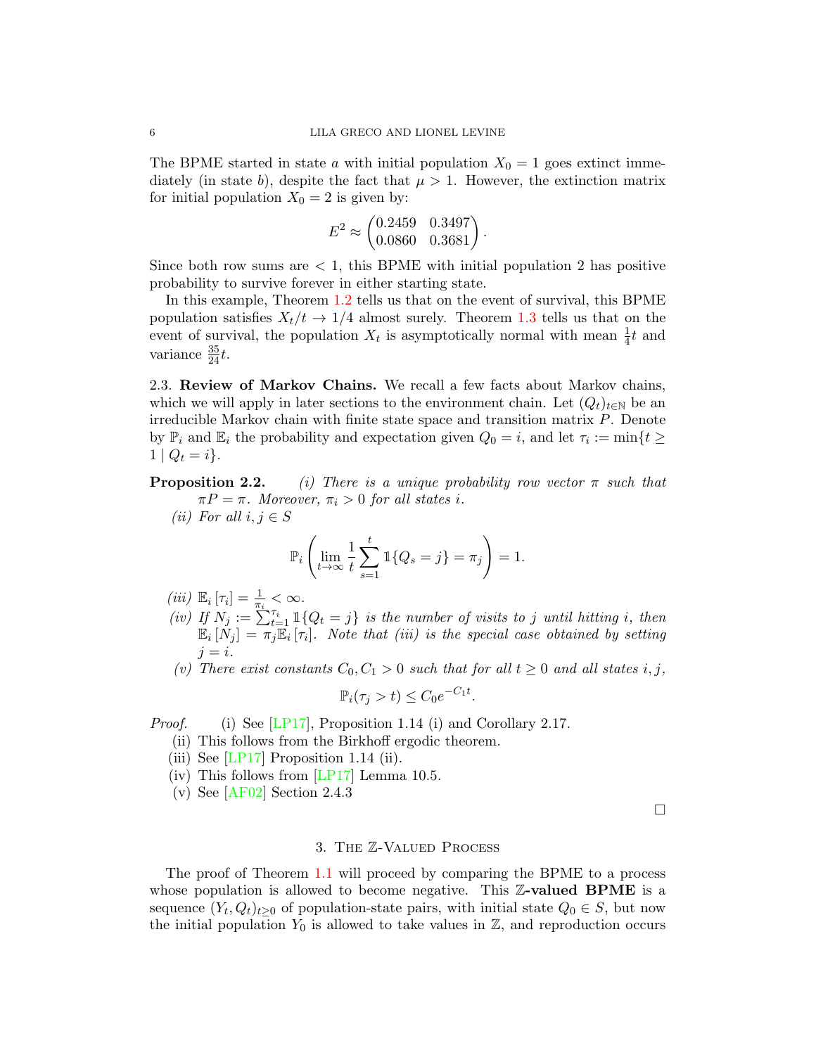The BPME started in state $a$ with initial population $X_0 = 1$ goes extinct immediately (in state $b$), despite the fact that $\mu > 1$. However, the extinction matrix for initial population $X_0 = 2$ is given by:

$$E^2 \approx \begin{pmatrix} 0.2459 & 0.3497 \\ 0.0860 & 0.3681 \end{pmatrix}.$$

Since both row sums are $< 1$, this BPME with initial population 2 has positive probability to survive forever in either starting state.

In this example, Theorem 1.2 tells us that on the event of survival, this BPME population satisfies $X_t/t \to 1/4$ almost surely. Theorem 1.3 tells us that on the event of survival, the population $X_t$ is asymptotically normal with mean $\frac{1}{4}t$ and variance $\frac{35}{24}t$.

2.3. **Review of Markov Chains.** We recall a few facts about Markov chains, which we will apply in later sections to the environment chain. Let $(Q_t)_{t\in\mathbb{N}}$ be an irreducible Markov chain with finite state space and transition matrix $P$. Denote by $\mathbb{P}_i$ and $\mathbb{E}_i$ the probability and expectation given $Q_0 = i$, and let $\tau_i := \min\{t \geq 1 \mid Q_t = i\}$.

**Proposition 2.2.** *(i) There is a unique probability row vector $\pi$ such that $\pi P = \pi$. Moreover, $\pi_i > 0$ for all states $i$.*

*(ii) For all $i, j \in S$*

$$\mathbb{P}_i\left(\lim_{t\to\infty} \frac{1}{t}\sum_{s=1}^{t} \mathbb{1}\{Q_s = j\} = \pi_j\right) = 1.$$

*(iii) $\mathbb{E}_i[\tau_i] = \frac{1}{\pi_i} < \infty$.*

*(iv) If $N_j := \sum_{t=1}^{\tau_i} \mathbb{1}\{Q_t = j\}$ is the number of visits to $j$ until hitting $i$, then $\mathbb{E}_i[N_j] = \pi_j \mathbb{E}_i[\tau_i]$. Note that (iii) is the special case obtained by setting $j = i$.*

*(v) There exist constants $C_0, C_1 > 0$ such that for all $t \geq 0$ and all states $i, j$,*

$$\mathbb{P}_i(\tau_j > t) \leq C_0 e^{-C_1 t}.$$

*Proof.* (i) See [LP17], Proposition 1.14 (i) and Corollary 2.17.

(ii) This follows from the Birkhoff ergodic theorem.

(iii) See [LP17] Proposition 1.14 (ii).

(iv) This follows from [LP17] Lemma 10.5.

(v) See [AF02] Section 2.4.3

□

## 3. The $\mathbb{Z}$-Valued Process

The proof of Theorem 1.1 will proceed by comparing the BPME to a process whose population is allowed to become negative. This **$\mathbb{Z}$-valued BPME** is a sequence $(Y_t, Q_t)_{t\geq 0}$ of population-state pairs, with initial state $Q_0 \in S$, but now the initial population $Y_0$ is allowed to take values in $\mathbb{Z}$, and reproduction occurs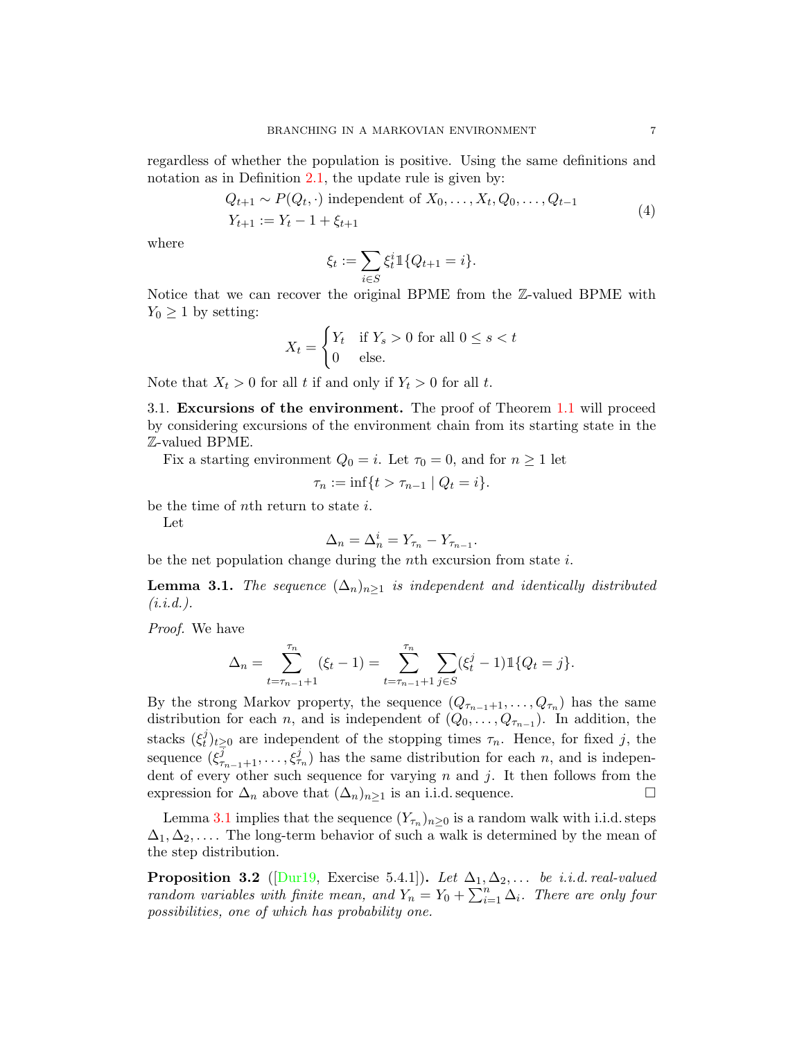regardless of whether the population is positive. Using the same definitions and notation as in Definition 2.1, the update rule is given by:

$$
\begin{aligned}
&Q_{t+1} \sim P(Q_t, \cdot) \text{ independent of } X_0, \dots, X_t, Q_0, \dots, Q_{t-1} \\
&Y_{t+1} := Y_t - 1 + \xi_{t+1}
\end{aligned}
\tag{4}
$$

where

$$
\xi_t := \sum_{i \in S} \xi_t^i \mathbb{1}\{Q_{t+1} = i\}.
$$

Notice that we can recover the original BPME from the $\mathbb{Z}$-valued BPME with $Y_0 \geq 1$ by setting:

$$
X_t = \begin{cases} Y_t & \text{if } Y_s > 0 \text{ for all } 0 \leq s < t \\ 0 & \text{else.} \end{cases}
$$

Note that $X_t > 0$ for all $t$ if and only if $Y_t > 0$ for all $t$.

3.1. **Excursions of the environment.** The proof of Theorem 1.1 will proceed by considering excursions of the environment chain from its starting state in the $\mathbb{Z}$-valued BPME.

Fix a starting environment $Q_0 = i$. Let $\tau_0 = 0$, and for $n \geq 1$ let

$$
\tau_n := \inf\{t > \tau_{n-1} \mid Q_t = i\}.
$$

be the time of $n$th return to state $i$.

Let

$$
\Delta_n = \Delta_n^i = Y_{\tau_n} - Y_{\tau_{n-1}}.
$$

be the net population change during the $n$th excursion from state $i$.

**Lemma 3.1.** *The sequence $(\Delta_n)_{n \geq 1}$ is independent and identically distributed (i.i.d.).*

*Proof.* We have

$$
\Delta_n = \sum_{t=\tau_{n-1}+1}^{\tau_n} (\xi_t - 1) = \sum_{t=\tau_{n-1}+1}^{\tau_n} \sum_{j \in S} (\xi_t^j - 1) \mathbb{1}\{Q_t = j\}.
$$

By the strong Markov property, the sequence $(Q_{\tau_{n-1}+1}, \dots, Q_{\tau_n})$ has the same distribution for each $n$, and is independent of $(Q_0, \dots, Q_{\tau_{n-1}})$. In addition, the stacks $(\xi_t^j)_{t \geq 0}$ are independent of the stopping times $\tau_n$. Hence, for fixed $j$, the sequence $(\xi_{\tau_{n-1}+1}^j, \dots, \xi_{\tau_n}^j)$ has the same distribution for each $n$, and is independent of every other such sequence for varying $n$ and $j$. It then follows from the expression for $\Delta_n$ above that $(\Delta_n)_{n \geq 1}$ is an i.i.d. sequence. $\square$

Lemma 3.1 implies that the sequence $(Y_{\tau_n})_{n \geq 0}$ is a random walk with i.i.d. steps $\Delta_1, \Delta_2, \dots$. The long-term behavior of such a walk is determined by the mean of the step distribution.

**Proposition 3.2** ([Dur19, Exercise 5.4.1])**.** *Let $\Delta_1, \Delta_2, \dots$ be i.i.d. real-valued random variables with finite mean, and $Y_n = Y_0 + \sum_{i=1}^n \Delta_i$. There are only four possibilities, one of which has probability one.*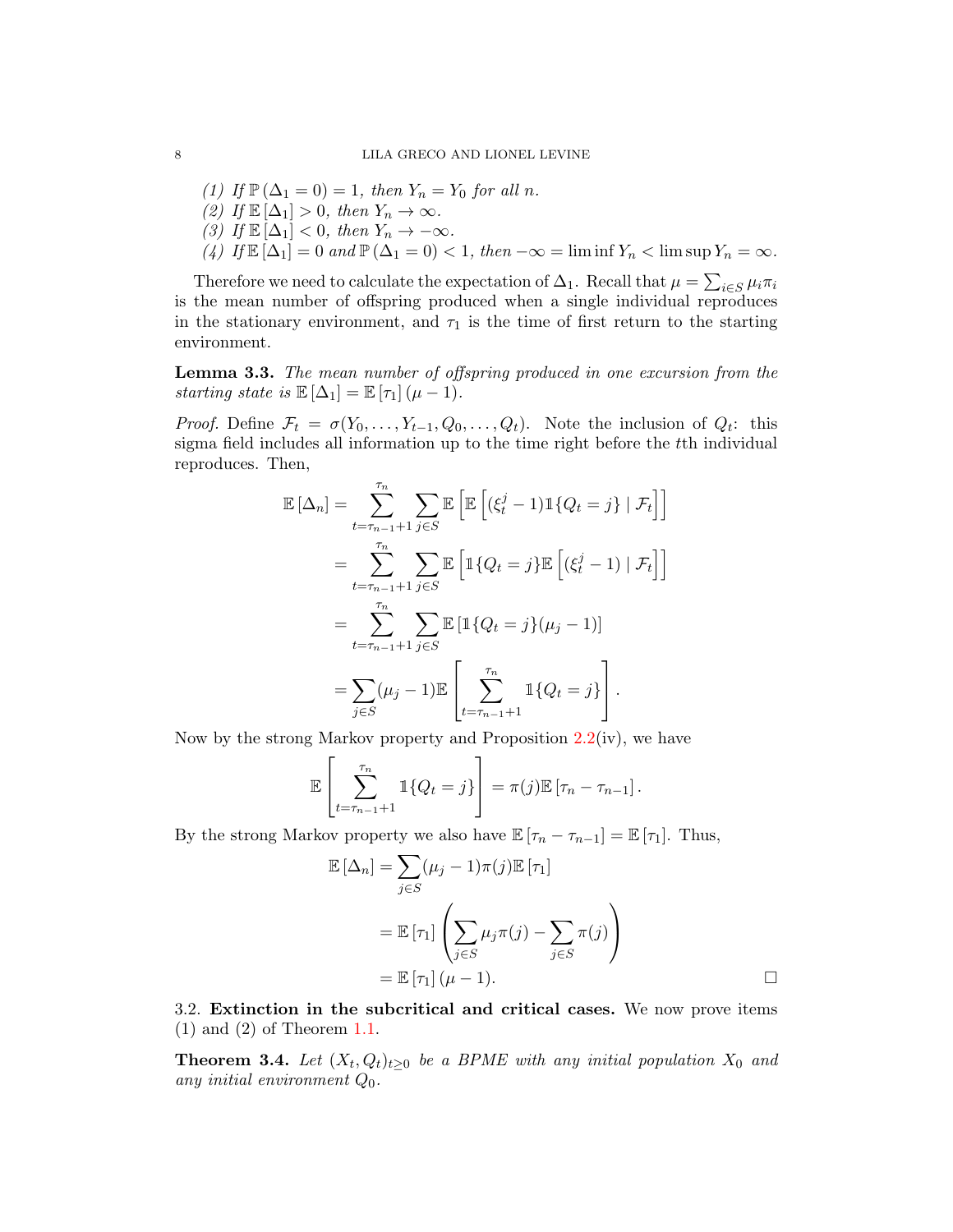(1) If $\mathbb{P}(\Delta_1 = 0) = 1$, then $Y_n = Y_0$ for all $n$.
(2) If $\mathbb{E}[\Delta_1] > 0$, then $Y_n \to \infty$.
(3) If $\mathbb{E}[\Delta_1] < 0$, then $Y_n \to -\infty$.
(4) If $\mathbb{E}[\Delta_1] = 0$ and $\mathbb{P}(\Delta_1 = 0) < 1$, then $-\infty = \liminf Y_n < \limsup Y_n = \infty$.

Therefore we need to calculate the expectation of $\Delta_1$. Recall that $\mu = \sum_{i \in S} \mu_i \pi_i$ is the mean number of offspring produced when a single individual reproduces in the stationary environment, and $\tau_1$ is the time of first return to the starting environment.

**Lemma 3.3.** *The mean number of offspring produced in one excursion from the starting state is* $\mathbb{E}[\Delta_1] = \mathbb{E}[\tau_1](\mu - 1)$.

*Proof.* Define $\mathcal{F}_t = \sigma(Y_0, \ldots, Y_{t-1}, Q_0, \ldots, Q_t)$. Note the inclusion of $Q_t$: this sigma field includes all information up to the time right before the $t$th individual reproduces. Then,

$$
\begin{aligned}
\mathbb{E}[\Delta_n] &= \sum_{t=\tau_{n-1}+1}^{\tau_n} \sum_{j \in S} \mathbb{E}\left[\mathbb{E}\left[(\xi_t^j - 1)\mathbb{1}\{Q_t = j\} \mid \mathcal{F}_t\right]\right] \\
&= \sum_{t=\tau_{n-1}+1}^{\tau_n} \sum_{j \in S} \mathbb{E}\left[\mathbb{1}\{Q_t = j\}\mathbb{E}\left[(\xi_t^j - 1) \mid \mathcal{F}_t\right]\right] \\
&= \sum_{t=\tau_{n-1}+1}^{\tau_n} \sum_{j \in S} \mathbb{E}\left[\mathbb{1}\{Q_t = j\}(\mu_j - 1)\right] \\
&= \sum_{j \in S} (\mu_j - 1)\mathbb{E}\left[\sum_{t=\tau_{n-1}+1}^{\tau_n} \mathbb{1}\{Q_t = j\}\right].
\end{aligned}
$$

Now by the strong Markov property and Proposition 2.2(iv), we have

$$
\mathbb{E}\left[\sum_{t=\tau_{n-1}+1}^{\tau_n} \mathbb{1}\{Q_t = j\}\right] = \pi(j)\mathbb{E}[\tau_n - \tau_{n-1}].
$$

By the strong Markov property we also have $\mathbb{E}[\tau_n - \tau_{n-1}] = \mathbb{E}[\tau_1]$. Thus,

$$
\begin{aligned}
\mathbb{E}[\Delta_n] &= \sum_{j \in S} (\mu_j - 1)\pi(j)\mathbb{E}[\tau_1] \\
&= \mathbb{E}[\tau_1]\left(\sum_{j \in S} \mu_j \pi(j) - \sum_{j \in S} \pi(j)\right) \\
&= \mathbb{E}[\tau_1](\mu - 1).
\end{aligned}
$$

□

3.2. **Extinction in the subcritical and critical cases.** We now prove items (1) and (2) of Theorem 1.1.

**Theorem 3.4.** *Let* $(X_t, Q_t)_{t \geq 0}$ *be a BPME with any initial population* $X_0$ *and any initial environment* $Q_0$.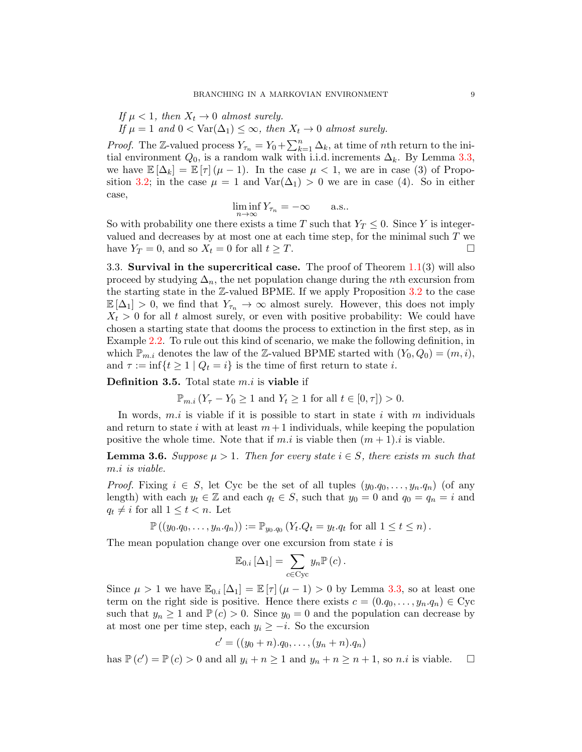*If $\mu < 1$, then $X_t \to 0$ almost surely.*
*If $\mu = 1$ and $0 < \mathrm{Var}(\Delta_1) \le \infty$, then $X_t \to 0$ almost surely.*

*Proof.* The $\mathbb{Z}$-valued process $Y_{\tau_n} = Y_0 + \sum_{k=1}^n \Delta_k$, at time of $n$th return to the initial environment $Q_0$, is a random walk with i.i.d. increments $\Delta_k$. By Lemma 3.3, we have $\mathbb{E}[\Delta_k] = \mathbb{E}[\tau](\mu - 1)$. In the case $\mu < 1$, we are in case (3) of Proposition 3.2; in the case $\mu = 1$ and $\mathrm{Var}(\Delta_1) > 0$ we are in case (4). So in either case,

$$\liminf_{n\to\infty} Y_{\tau_n} = -\infty \qquad \text{a.s..}$$

So with probability one there exists a time $T$ such that $Y_T \le 0$. Since $Y$ is integer-valued and decreases by at most one at each time step, for the minimal such $T$ we have $Y_T = 0$, and so $X_t = 0$ for all $t \ge T$. □

3.3. **Survival in the supercritical case.** The proof of Theorem 1.1(3) will also proceed by studying $\Delta_n$, the net population change during the $n$th excursion from the starting state in the $\mathbb{Z}$-valued BPME. If we apply Proposition 3.2 to the case $\mathbb{E}[\Delta_1] > 0$, we find that $Y_{\tau_n} \to \infty$ almost surely. However, this does not imply $X_t > 0$ for all $t$ almost surely, or even with positive probability: We could have chosen a starting state that dooms the process to extinction in the first step, as in Example 2.2. To rule out this kind of scenario, we make the following definition, in which $\mathbb{P}_{m.i}$ denotes the law of the $\mathbb{Z}$-valued BPME started with $(Y_0, Q_0) = (m, i)$, and $\tau := \inf\{t \ge 1 \mid Q_t = i\}$ is the time of first return to state $i$.

**Definition 3.5.** Total state $m.i$ is **viable** if

$$\mathbb{P}_{m.i}(Y_\tau - Y_0 \ge 1 \text{ and } Y_t \ge 1 \text{ for all } t \in [0, \tau]) > 0.$$

In words, $m.i$ is viable if it is possible to start in state $i$ with $m$ individuals and return to state $i$ with at least $m+1$ individuals, while keeping the population positive the whole time. Note that if $m.i$ is viable then $(m+1).i$ is viable.

**Lemma 3.6.** *Suppose $\mu > 1$. Then for every state $i \in S$, there exists $m$ such that $m.i$ is viable.*

*Proof.* Fixing $i \in S$, let Cyc be the set of all tuples $(y_0.q_0, \ldots, y_n.q_n)$ (of any length) with each $y_t \in \mathbb{Z}$ and each $q_t \in S$, such that $y_0 = 0$ and $q_0 = q_n = i$ and $q_t \ne i$ for all $1 \le t < n$. Let

$$\mathbb{P}((y_0.q_0, \ldots, y_n.q_n)) := \mathbb{P}_{y_0.q_0}(Y_t.Q_t = y_t.q_t \text{ for all } 1 \le t \le n).$$

The mean population change over one excursion from state $i$ is

$$\mathbb{E}_{0.i}[\Delta_1] = \sum_{c \in \mathrm{Cyc}} y_n \mathbb{P}(c).$$

Since $\mu > 1$ we have $\mathbb{E}_{0.i}[\Delta_1] = \mathbb{E}[\tau](\mu - 1) > 0$ by Lemma 3.3, so at least one term on the right side is positive. Hence there exists $c = (0.q_0, \ldots, y_n.q_n) \in \mathrm{Cyc}$ such that $y_n \ge 1$ and $\mathbb{P}(c) > 0$. Since $y_0 = 0$ and the population can decrease by at most one per time step, each $y_i \ge -i$. So the excursion

$$c' = ((y_0 + n).q_0, \ldots, (y_n + n).q_n)$$

has $\mathbb{P}(c') = \mathbb{P}(c) > 0$ and all $y_i + n \ge 1$ and $y_n + n \ge n + 1$, so $n.i$ is viable. □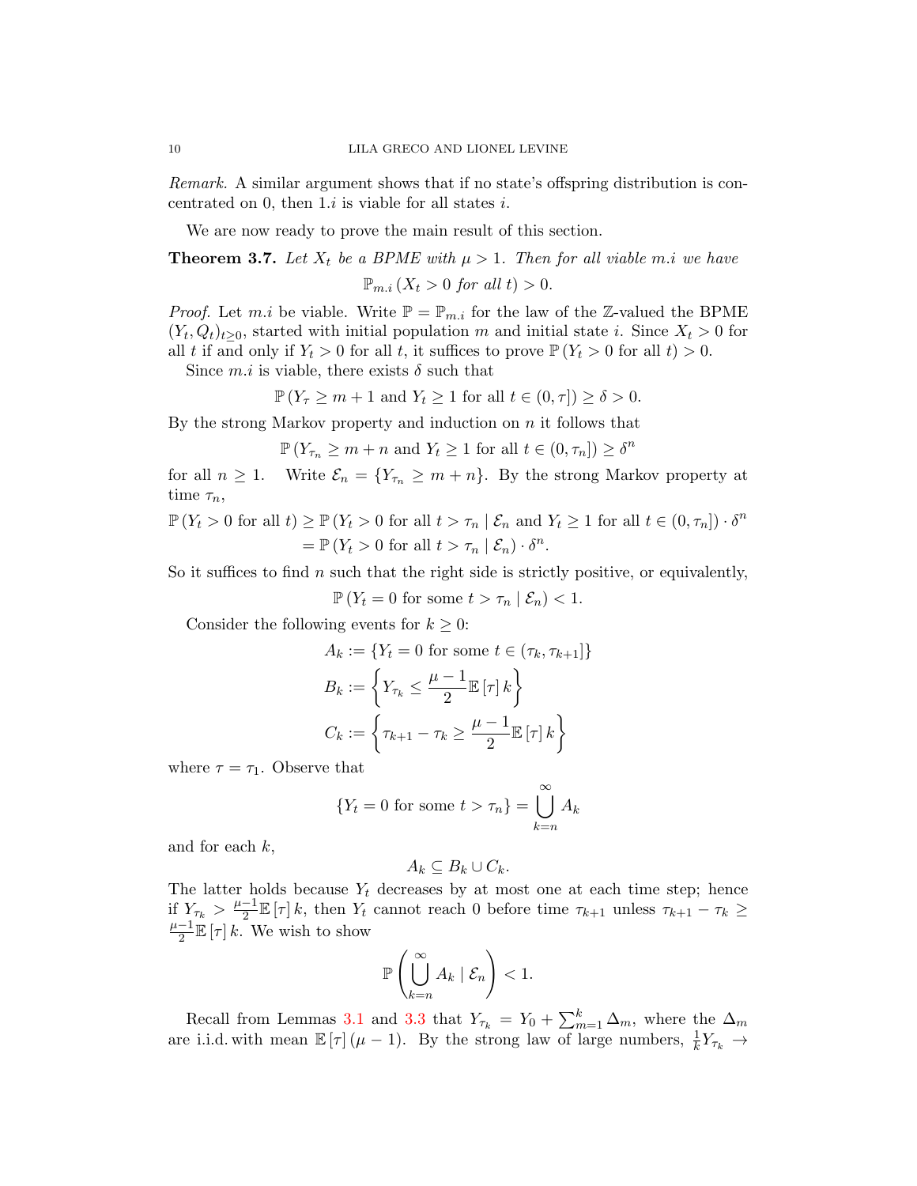*Remark.* A similar argument shows that if no state's offspring distribution is concentrated on 0, then $1.i$ is viable for all states $i$.

We are now ready to prove the main result of this section.

**Theorem 3.7.** *Let $X_t$ be a BPME with $\mu > 1$. Then for all viable $m.i$ we have*

$$\mathbb{P}_{m.i}\left(X_t > 0 \text{ for all } t\right) > 0.$$

*Proof.* Let $m.i$ be viable. Write $\mathbb{P} = \mathbb{P}_{m.i}$ for the law of the $\mathbb{Z}$-valued the BPME $(Y_t, Q_t)_{t\geq 0}$, started with initial population $m$ and initial state $i$. Since $X_t > 0$ for all $t$ if and only if $Y_t > 0$ for all $t$, it suffices to prove $\mathbb{P}\left(Y_t > 0 \text{ for all } t\right) > 0$.

Since $m.i$ is viable, there exists $\delta$ such that

$$\mathbb{P}\left(Y_\tau \geq m+1 \text{ and } Y_t \geq 1 \text{ for all } t \in (0,\tau]\right) \geq \delta > 0.$$

By the strong Markov property and induction on $n$ it follows that

$$\mathbb{P}\left(Y_{\tau_n} \geq m+n \text{ and } Y_t \geq 1 \text{ for all } t \in (0,\tau_n]\right) \geq \delta^n$$

for all $n \geq 1$. Write $\mathcal{E}_n = \{Y_{\tau_n} \geq m+n\}$. By the strong Markov property at time $\tau_n$,

$$\begin{aligned}
\mathbb{P}\left(Y_t > 0 \text{ for all } t\right) &\geq \mathbb{P}\left(Y_t > 0 \text{ for all } t > \tau_n \mid \mathcal{E}_n \text{ and } Y_t \geq 1 \text{ for all } t \in (0,\tau_n]\right) \cdot \delta^n \\
&= \mathbb{P}\left(Y_t > 0 \text{ for all } t > \tau_n \mid \mathcal{E}_n\right) \cdot \delta^n.
\end{aligned}$$

So it suffices to find $n$ such that the right side is strictly positive, or equivalently,

$$\mathbb{P}\left(Y_t = 0 \text{ for some } t > \tau_n \mid \mathcal{E}_n\right) < 1.$$

Consider the following events for $k \geq 0$:

$$\begin{aligned}
A_k &:= \{Y_t = 0 \text{ for some } t \in (\tau_k, \tau_{k+1}]\} \\
B_k &:= \left\{Y_{\tau_k} \leq \frac{\mu-1}{2}\mathbb{E}\left[\tau\right]k\right\} \\
C_k &:= \left\{\tau_{k+1} - \tau_k \geq \frac{\mu-1}{2}\mathbb{E}\left[\tau\right]k\right\}
\end{aligned}$$

where $\tau = \tau_1$. Observe that

$$\{Y_t = 0 \text{ for some } t > \tau_n\} = \bigcup_{k=n}^{\infty} A_k$$

and for each $k$,

$$A_k \subseteq B_k \cup C_k.$$

The latter holds because $Y_t$ decreases by at most one at each time step; hence if $Y_{\tau_k} > \frac{\mu-1}{2}\mathbb{E}\left[\tau\right]k$, then $Y_t$ cannot reach 0 before time $\tau_{k+1}$ unless $\tau_{k+1} - \tau_k \geq \frac{\mu-1}{2}\mathbb{E}\left[\tau\right]k$. We wish to show

$$\mathbb{P}\left(\bigcup_{k=n}^{\infty} A_k \mid \mathcal{E}_n\right) < 1.$$

Recall from Lemmas 3.1 and 3.3 that $Y_{\tau_k} = Y_0 + \sum_{m=1}^{k} \Delta_m$, where the $\Delta_m$ are i.i.d. with mean $\mathbb{E}\left[\tau\right](\mu-1)$. By the strong law of large numbers, $\frac{1}{k}Y_{\tau_k} \to$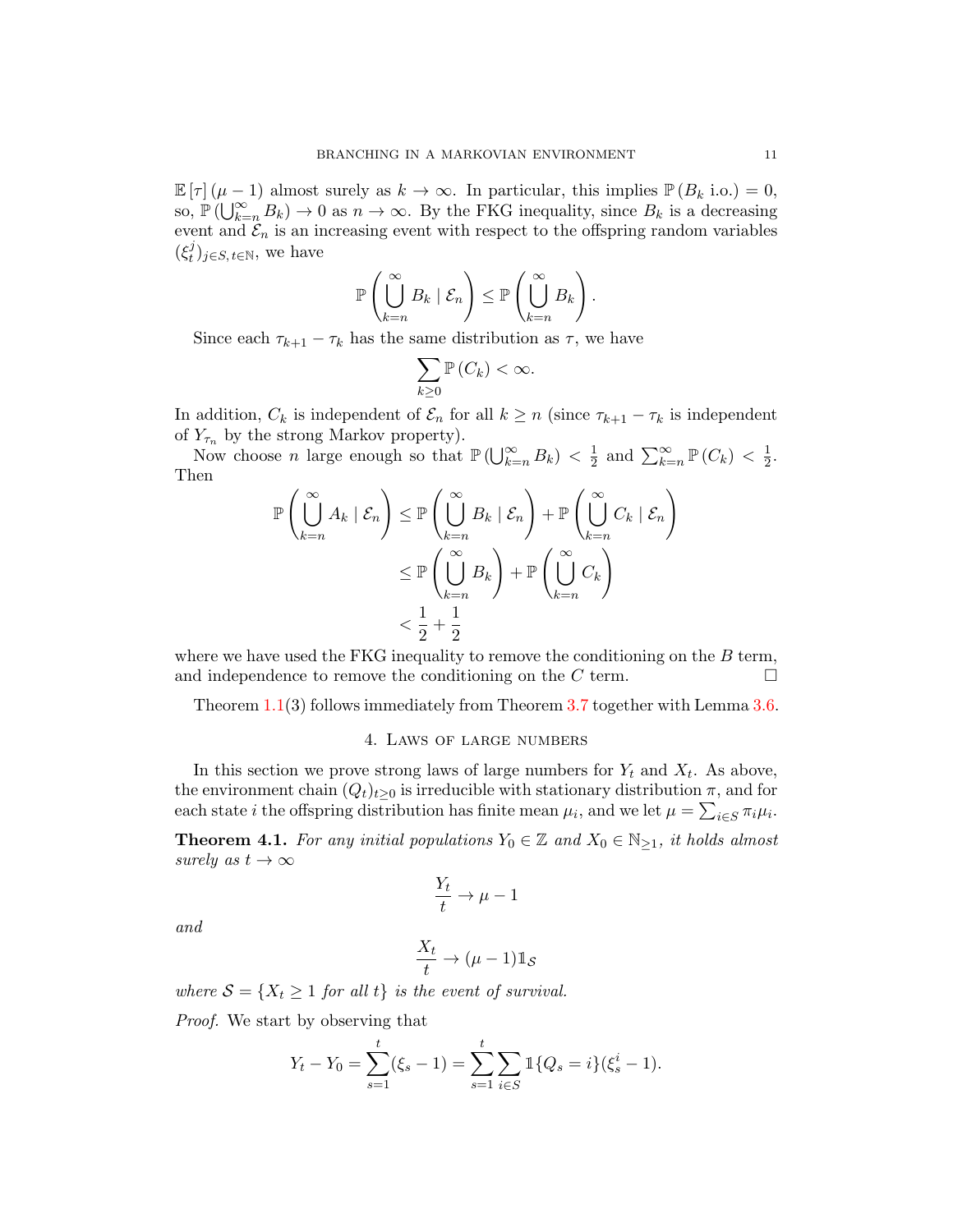$\mathbb{E}[\tau](\mu - 1)$ almost surely as $k \to \infty$. In particular, this implies $\mathbb{P}(B_k \text{ i.o.}) = 0$, so, $\mathbb{P}(\bigcup_{k=n}^{\infty} B_k) \to 0$ as $n \to \infty$. By the FKG inequality, since $B_k$ is a decreasing event and $\mathcal{E}_n$ is an increasing event with respect to the offspring random variables $(\xi_t^j)_{j \in S, t \in \mathbb{N}}$, we have

$$\mathbb{P}\left(\bigcup_{k=n}^{\infty} B_k \mid \mathcal{E}_n\right) \le \mathbb{P}\left(\bigcup_{k=n}^{\infty} B_k\right).$$

Since each $\tau_{k+1} - \tau_k$ has the same distribution as $\tau$, we have

$$\sum_{k \ge 0} \mathbb{P}(C_k) < \infty.$$

In addition, $C_k$ is independent of $\mathcal{E}_n$ for all $k \ge n$ (since $\tau_{k+1} - \tau_k$ is independent of $Y_{\tau_n}$ by the strong Markov property).

Now choose $n$ large enough so that $\mathbb{P}(\bigcup_{k=n}^{\infty} B_k) < \frac{1}{2}$ and $\sum_{k=n}^{\infty} \mathbb{P}(C_k) < \frac{1}{2}$. Then

$$\begin{aligned}
\mathbb{P}\left(\bigcup_{k=n}^{\infty} A_k \mid \mathcal{E}_n\right) &\le \mathbb{P}\left(\bigcup_{k=n}^{\infty} B_k \mid \mathcal{E}_n\right) + \mathbb{P}\left(\bigcup_{k=n}^{\infty} C_k \mid \mathcal{E}_n\right) \\
&\le \mathbb{P}\left(\bigcup_{k=n}^{\infty} B_k\right) + \mathbb{P}\left(\bigcup_{k=n}^{\infty} C_k\right) \\
&< \frac{1}{2} + \frac{1}{2}
\end{aligned}$$

where we have used the FKG inequality to remove the conditioning on the $B$ term, and independence to remove the conditioning on the $C$ term. ☐

Theorem 1.1(3) follows immediately from Theorem 3.7 together with Lemma 3.6.

## 4. Laws of large numbers

In this section we prove strong laws of large numbers for $Y_t$ and $X_t$. As above, the environment chain $(Q_t)_{t \ge 0}$ is irreducible with stationary distribution $\pi$, and for each state $i$ the offspring distribution has finite mean $\mu_i$, and we let $\mu = \sum_{i \in S} \pi_i \mu_i$.

**Theorem 4.1.** *For any initial populations $Y_0 \in \mathbb{Z}$ and $X_0 \in \mathbb{N}_{\ge 1}$, it holds almost surely as $t \to \infty$*

$$\frac{Y_t}{t} \to \mu - 1$$

*and*

$$\frac{X_t}{t} \to (\mu - 1)\mathbb{1}_{\mathcal{S}}$$

*where $\mathcal{S} = \{X_t \ge 1 \text{ for all } t\}$ is the event of survival.*

*Proof.* We start by observing that

$$Y_t - Y_0 = \sum_{s=1}^{t} (\xi_s - 1) = \sum_{s=1}^{t} \sum_{i \in S} \mathbb{1}\{Q_s = i\}(\xi_s^i - 1).$$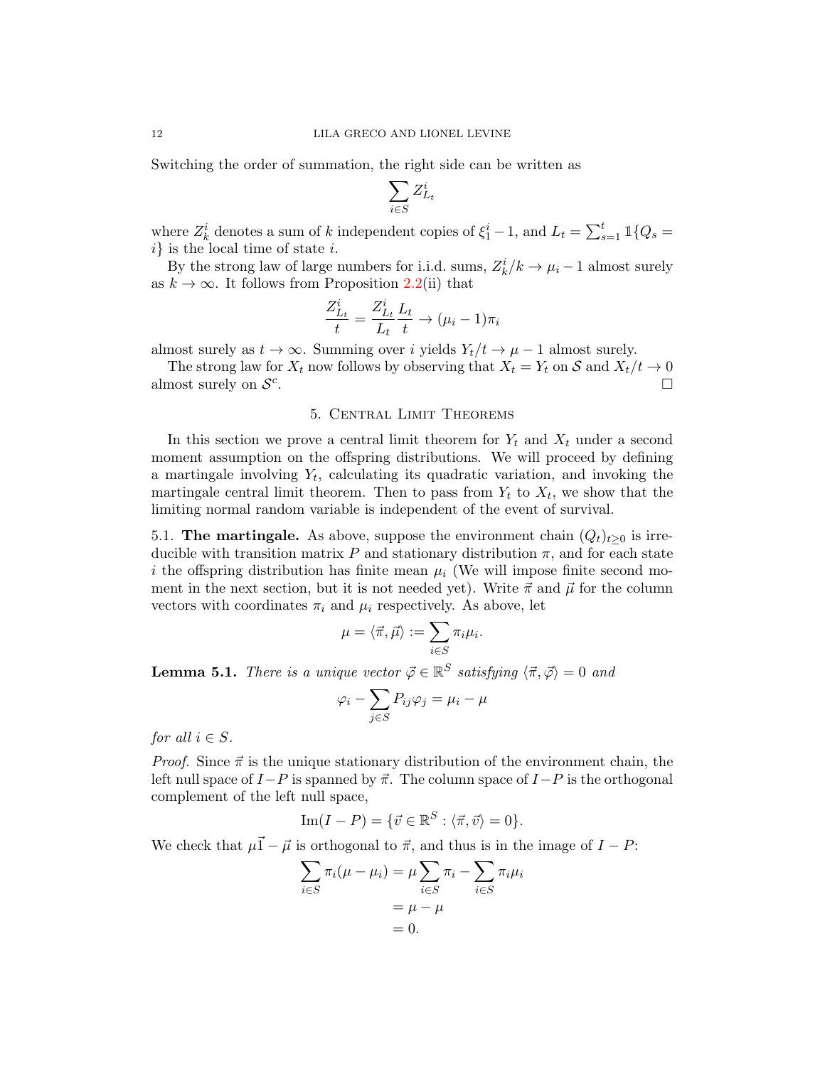Switching the order of summation, the right side can be written as

$$\sum_{i \in S} Z^i_{L_t}$$

where $Z^i_k$ denotes a sum of $k$ independent copies of $\xi^i_1 - 1$, and $L_t = \sum_{s=1}^t \mathbb{1}\{Q_s = i\}$ is the local time of state $i$.

By the strong law of large numbers for i.i.d. sums, $Z^i_k/k \to \mu_i - 1$ almost surely as $k \to \infty$. It follows from Proposition 2.2(ii) that

$$\frac{Z^i_{L_t}}{t} = \frac{Z^i_{L_t}}{L_t}\frac{L_t}{t} \to (\mu_i - 1)\pi_i$$

almost surely as $t \to \infty$. Summing over $i$ yields $Y_t/t \to \mu - 1$ almost surely.

The strong law for $X_t$ now follows by observing that $X_t = Y_t$ on $\mathcal{S}$ and $X_t/t \to 0$ almost surely on $\mathcal{S}^c$. □

## 5. Central Limit Theorems

In this section we prove a central limit theorem for $Y_t$ and $X_t$ under a second moment assumption on the offspring distributions. We will proceed by defining a martingale involving $Y_t$, calculating its quadratic variation, and invoking the martingale central limit theorem. Then to pass from $Y_t$ to $X_t$, we show that the limiting normal random variable is independent of the event of survival.

### 5.1. **The martingale.**

As above, suppose the environment chain $(Q_t)_{t \geq 0}$ is irreducible with transition matrix $P$ and stationary distribution $\pi$, and for each state $i$ the offspring distribution has finite mean $\mu_i$ (We will impose finite second moment in the next section, but it is not needed yet). Write $\vec{\pi}$ and $\vec{\mu}$ for the column vectors with coordinates $\pi_i$ and $\mu_i$ respectively. As above, let

$$\mu = \langle \vec{\pi}, \vec{\mu} \rangle := \sum_{i \in S} \pi_i \mu_i.$$

**Lemma 5.1.** *There is a unique vector $\vec{\varphi} \in \mathbb{R}^S$ satisfying $\langle \vec{\pi}, \vec{\varphi} \rangle = 0$ and*

$$\varphi_i - \sum_{j \in S} P_{ij}\varphi_j = \mu_i - \mu$$

*for all $i \in S$.*

*Proof.* Since $\vec{\pi}$ is the unique stationary distribution of the environment chain, the left null space of $I - P$ is spanned by $\vec{\pi}$. The column space of $I - P$ is the orthogonal complement of the left null space,

$$\mathrm{Im}(I - P) = \{\vec{v} \in \mathbb{R}^S : \langle \vec{\pi}, \vec{v} \rangle = 0\}.$$

We check that $\mu\vec{1} - \vec{\mu}$ is orthogonal to $\vec{\pi}$, and thus is in the image of $I - P$:

$$\begin{aligned}
\sum_{i \in S} \pi_i(\mu - \mu_i) &= \mu \sum_{i \in S} \pi_i - \sum_{i \in S} \pi_i \mu_i \\
&= \mu - \mu \\
&= 0.
\end{aligned}$$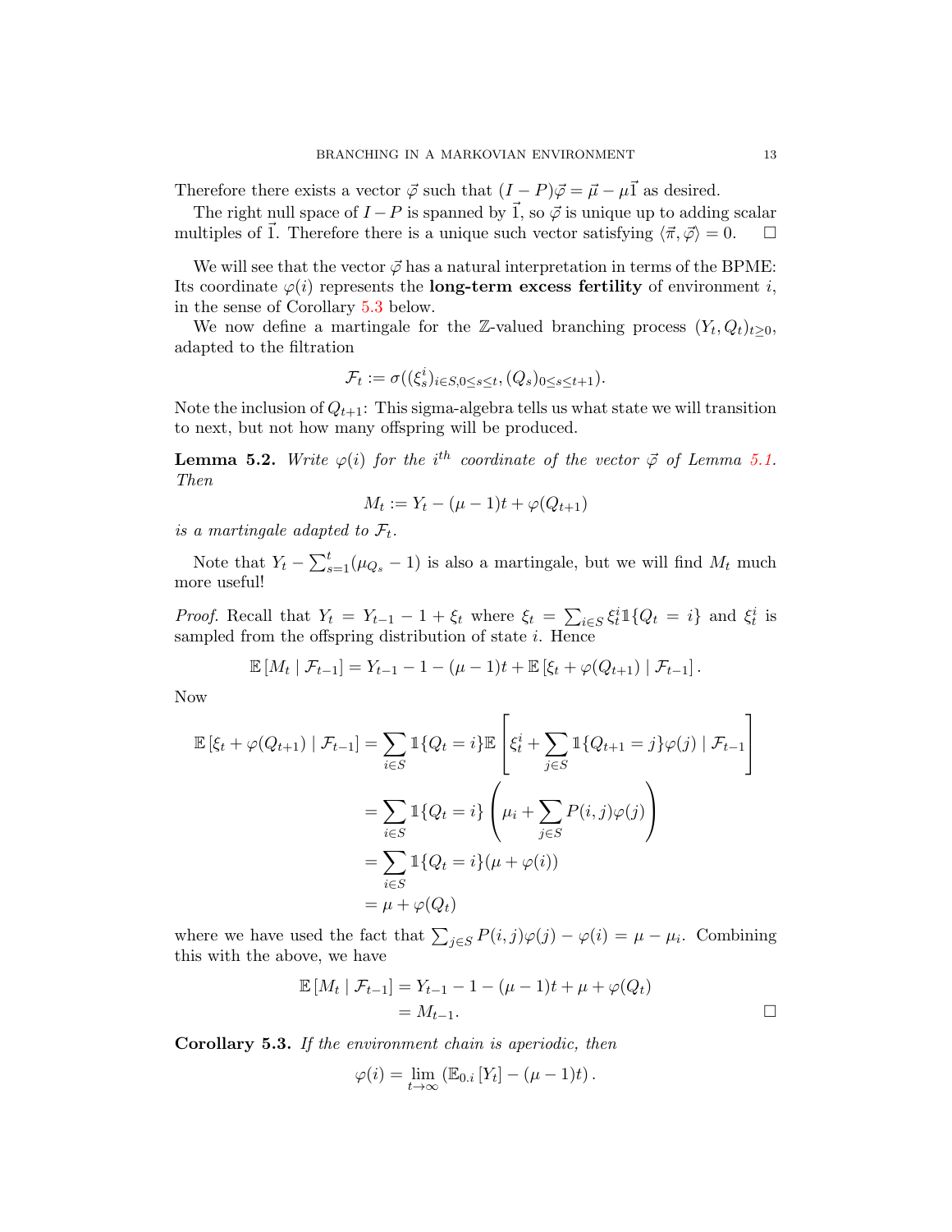Therefore there exists a vector $\vec{\varphi}$ such that $(I-P)\vec{\varphi} = \vec{\mu} - \mu\vec{1}$ as desired.

The right null space of $I-P$ is spanned by $\vec{1}$, so $\vec{\varphi}$ is unique up to adding scalar multiples of $\vec{1}$. Therefore there is a unique such vector satisfying $\langle \vec{\pi}, \vec{\varphi} \rangle = 0$. $\square$

We will see that the vector $\vec{\varphi}$ has a natural interpretation in terms of the BPME: Its coordinate $\varphi(i)$ represents the **long-term excess fertility** of environment $i$, in the sense of Corollary 5.3 below.

We now define a martingale for the $\mathbb{Z}$-valued branching process $(Y_t, Q_t)_{t \geq 0}$, adapted to the filtration

$$\mathcal{F}_t := \sigma((\xi_s^i)_{i \in S, 0 \leq s \leq t}, (Q_s)_{0 \leq s \leq t+1}).$$

Note the inclusion of $Q_{t+1}$: This sigma-algebra tells us what state we will transition to next, but not how many offspring will be produced.

**Lemma 5.2.** *Write $\varphi(i)$ for the $i^{th}$ coordinate of the vector $\vec{\varphi}$ of Lemma 5.1. Then*

$$M_t := Y_t - (\mu - 1)t + \varphi(Q_{t+1})$$

*is a martingale adapted to $\mathcal{F}_t$.*

Note that $Y_t - \sum_{s=1}^{t}(\mu_{Q_s} - 1)$ is also a martingale, but we will find $M_t$ much more useful!

*Proof.* Recall that $Y_t = Y_{t-1} - 1 + \xi_t$ where $\xi_t = \sum_{i \in S} \xi_t^i \mathbb{1}\{Q_t = i\}$ and $\xi_t^i$ is sampled from the offspring distribution of state $i$. Hence

$$\mathbb{E}\left[M_t \mid \mathcal{F}_{t-1}\right] = Y_{t-1} - 1 - (\mu - 1)t + \mathbb{E}\left[\xi_t + \varphi(Q_{t+1}) \mid \mathcal{F}_{t-1}\right].$$

Now

$$\begin{aligned}
\mathbb{E}\left[\xi_t + \varphi(Q_{t+1}) \mid \mathcal{F}_{t-1}\right] &= \sum_{i \in S} \mathbb{1}\{Q_t = i\} \mathbb{E}\left[\xi_t^i + \sum_{j \in S} \mathbb{1}\{Q_{t+1} = j\}\varphi(j) \mid \mathcal{F}_{t-1}\right] \\
&= \sum_{i \in S} \mathbb{1}\{Q_t = i\} \left(\mu_i + \sum_{j \in S} P(i,j)\varphi(j)\right) \\
&= \sum_{i \in S} \mathbb{1}\{Q_t = i\}(\mu + \varphi(i)) \\
&= \mu + \varphi(Q_t)
\end{aligned}$$

where we have used the fact that $\sum_{j \in S} P(i,j)\varphi(j) - \varphi(i) = \mu - \mu_i$. Combining this with the above, we have

$$\begin{aligned}
\mathbb{E}\left[M_t \mid \mathcal{F}_{t-1}\right] &= Y_{t-1} - 1 - (\mu - 1)t + \mu + \varphi(Q_t) \\
&= M_{t-1}.
\end{aligned}$$

$\square$

**Corollary 5.3.** *If the environment chain is aperiodic, then*

$$\varphi(i) = \lim_{t \to \infty} \left(\mathbb{E}_{0,i}\left[Y_t\right] - (\mu - 1)t\right).$$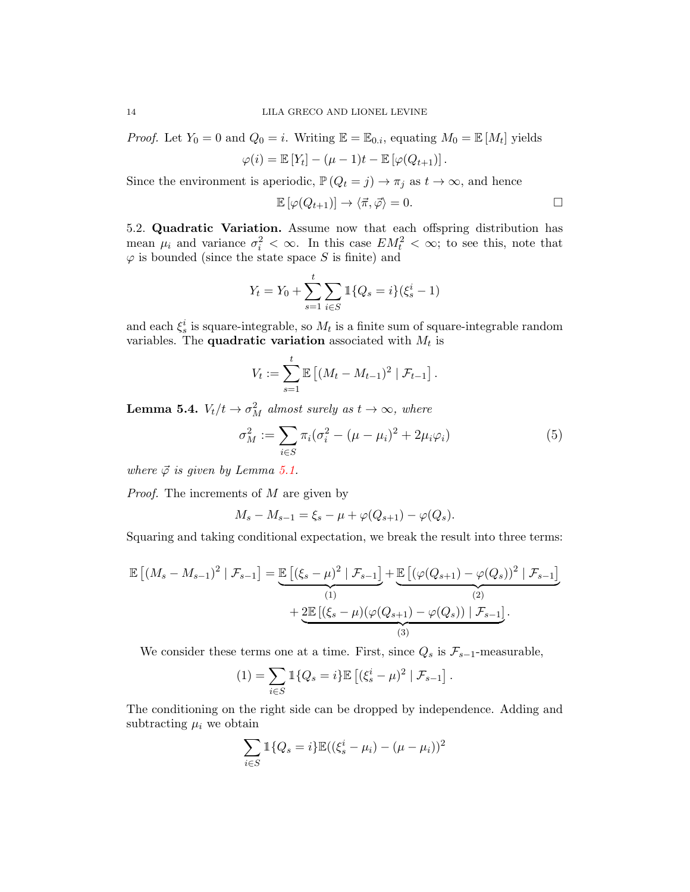*Proof.* Let $Y_0 = 0$ and $Q_0 = i$. Writing $\mathbb{E} = \mathbb{E}_{0,i}$, equating $M_0 = \mathbb{E}[M_t]$ yields

$$\varphi(i) = \mathbb{E}[Y_t] - (\mu - 1)t - \mathbb{E}[\varphi(Q_{t+1})].$$

Since the environment is aperiodic, $\mathbb{P}(Q_t = j) \to \pi_j$ as $t \to \infty$, and hence

$$\mathbb{E}[\varphi(Q_{t+1})] \to \langle \vec{\pi}, \vec{\varphi} \rangle = 0. \qquad \square$$

5.2. **Quadratic Variation.** Assume now that each offspring distribution has mean $\mu_i$ and variance $\sigma_i^2 < \infty$. In this case $EM_t^2 < \infty$; to see this, note that $\varphi$ is bounded (since the state space $S$ is finite) and

$$Y_t = Y_0 + \sum_{s=1}^{t} \sum_{i \in S} \mathbb{1}\{Q_s = i\}(\xi_s^i - 1)$$

and each $\xi_s^i$ is square-integrable, so $M_t$ is a finite sum of square-integrable random variables. The **quadratic variation** associated with $M_t$ is

$$V_t := \sum_{s=1}^{t} \mathbb{E}\left[(M_t - M_{t-1})^2 \mid \mathcal{F}_{t-1}\right].$$

**Lemma 5.4.** *$V_t/t \to \sigma_M^2$ almost surely as $t \to \infty$, where*

$$\sigma_M^2 := \sum_{i \in S} \pi_i(\sigma_i^2 - (\mu - \mu_i)^2 + 2\mu_i\varphi_i) \tag{5}$$

*where $\vec{\varphi}$ is given by Lemma 5.1.*

*Proof.* The increments of $M$ are given by

$$M_s - M_{s-1} = \xi_s - \mu + \varphi(Q_{s+1}) - \varphi(Q_s).$$

Squaring and taking conditional expectation, we break the result into three terms:

$$\mathbb{E}\left[(M_s - M_{s-1})^2 \mid \mathcal{F}_{s-1}\right] = \underbrace{\mathbb{E}\left[(\xi_s - \mu)^2 \mid \mathcal{F}_{s-1}\right]}_{(1)} + \underbrace{\mathbb{E}\left[(\varphi(Q_{s+1}) - \varphi(Q_s))^2 \mid \mathcal{F}_{s-1}\right]}_{(2)}$$
$$+ \underbrace{2\mathbb{E}\left[(\xi_s - \mu)(\varphi(Q_{s+1}) - \varphi(Q_s)) \mid \mathcal{F}_{s-1}\right]}_{(3)}.$$

We consider these terms one at a time. First, since $Q_s$ is $\mathcal{F}_{s-1}$-measurable,

$$(1) = \sum_{i \in S} \mathbb{1}\{Q_s = i\}\mathbb{E}\left[(\xi_s^i - \mu)^2 \mid \mathcal{F}_{s-1}\right].$$

The conditioning on the right side can be dropped by independence. Adding and subtracting $\mu_i$ we obtain

$$\sum_{i \in S} \mathbb{1}\{Q_s = i\}\mathbb{E}((\xi_s^i - \mu_i) - (\mu - \mu_i))^2$$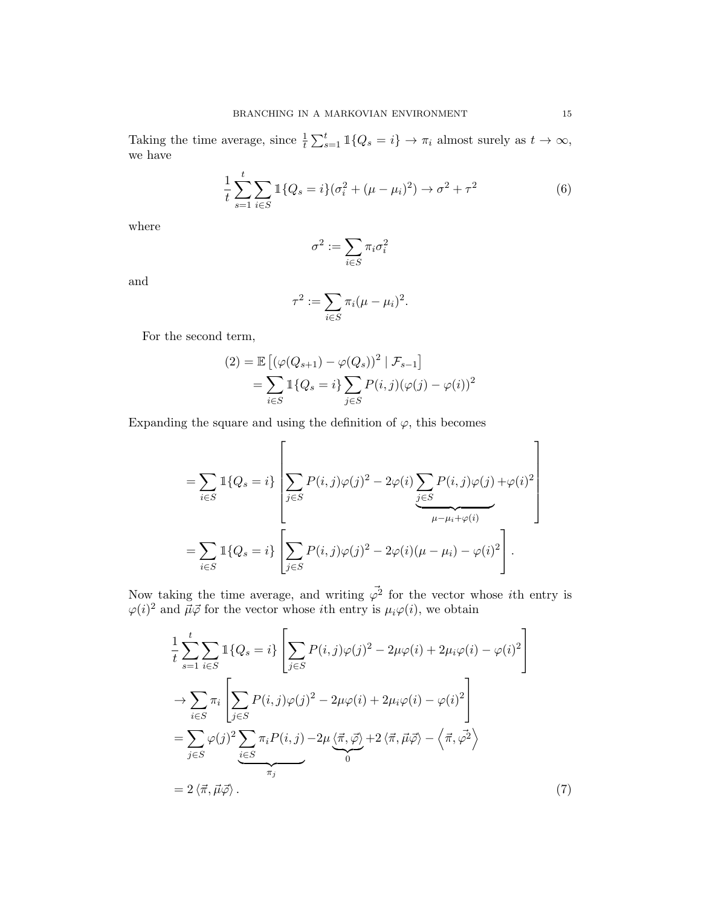Taking the time average, since $\frac{1}{t}\sum_{s=1}^{t} \mathbb{1}\{Q_s = i\} \to \pi_i$ almost surely as $t \to \infty$, we have

$$\frac{1}{t}\sum_{s=1}^{t}\sum_{i\in S} \mathbb{1}\{Q_s = i\}(\sigma_i^2 + (\mu - \mu_i)^2) \to \sigma^2 + \tau^2 \tag{6}$$

where

$$\sigma^2 := \sum_{i\in S} \pi_i \sigma_i^2$$

and

$$\tau^2 := \sum_{i\in S} \pi_i (\mu - \mu_i)^2.$$

For the second term,

$$\begin{aligned}
(2) &= \mathbb{E}\left[(\varphi(Q_{s+1}) - \varphi(Q_s))^2 \mid \mathcal{F}_{s-1}\right] \\
&= \sum_{i\in S} \mathbb{1}\{Q_s = i\} \sum_{j\in S} P(i,j)(\varphi(j) - \varphi(i))^2
\end{aligned}$$

Expanding the square and using the definition of $\varphi$, this becomes

$$\begin{aligned}
&= \sum_{i\in S} \mathbb{1}\{Q_s = i\} \left[ \sum_{j\in S} P(i,j)\varphi(j)^2 - 2\varphi(i) \underbrace{\sum_{j\in S} P(i,j)\varphi(j)}_{\mu - \mu_i + \varphi(i)} + \varphi(i)^2 \right] \\
&= \sum_{i\in S} \mathbb{1}\{Q_s = i\} \left[ \sum_{j\in S} P(i,j)\varphi(j)^2 - 2\varphi(i)(\mu - \mu_i) - \varphi(i)^2 \right].
\end{aligned}$$

Now taking the time average, and writing $\vec{\varphi^2}$ for the vector whose $i$th entry is $\varphi(i)^2$ and $\vec{\mu}\vec{\varphi}$ for the vector whose $i$th entry is $\mu_i\varphi(i)$, we obtain

$$\begin{aligned}
&\frac{1}{t}\sum_{s=1}^{t}\sum_{i\in S} \mathbb{1}\{Q_s = i\} \left[ \sum_{j\in S} P(i,j)\varphi(j)^2 - 2\mu\varphi(i) + 2\mu_i\varphi(i) - \varphi(i)^2 \right] \\
&\to \sum_{i\in S} \pi_i \left[ \sum_{j\in S} P(i,j)\varphi(j)^2 - 2\mu\varphi(i) + 2\mu_i\varphi(i) - \varphi(i)^2 \right] \\
&= \sum_{j\in S} \varphi(j)^2 \underbrace{\sum_{i\in S} \pi_i P(i,j)}_{\pi_j} - 2\mu \underbrace{\langle \vec{\pi}, \vec{\varphi} \rangle}_{0} + 2\langle \vec{\pi}, \vec{\mu}\vec{\varphi} \rangle - \left\langle \vec{\pi}, \vec{\varphi^2} \right\rangle \\
&= 2\langle \vec{\pi}, \vec{\mu}\vec{\varphi} \rangle.
\end{aligned} \tag{7}$$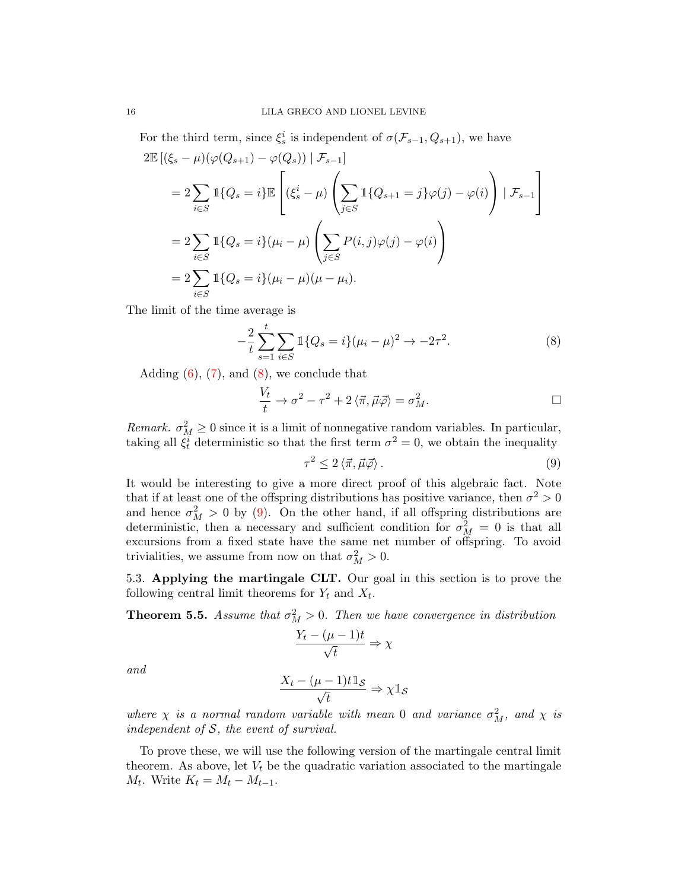For the third term, since $\xi_s^i$ is independent of $\sigma(\mathcal{F}_{s-1}, Q_{s+1})$, we have

$$
\begin{aligned}
&2\mathbb{E}\left[(\xi_s - \mu)(\varphi(Q_{s+1}) - \varphi(Q_s)) \mid \mathcal{F}_{s-1}\right] \\
&\quad = 2\sum_{i \in S} \mathbb{1}\{Q_s = i\} \mathbb{E}\left[(\xi_s^i - \mu)\left(\sum_{j \in S} \mathbb{1}\{Q_{s+1} = j\}\varphi(j) - \varphi(i)\right) \mid \mathcal{F}_{s-1}\right] \\
&\quad = 2\sum_{i \in S} \mathbb{1}\{Q_s = i\}(\mu_i - \mu)\left(\sum_{j \in S} P(i,j)\varphi(j) - \varphi(i)\right) \\
&\quad = 2\sum_{i \in S} \mathbb{1}\{Q_s = i\}(\mu_i - \mu)(\mu - \mu_i).
\end{aligned}
$$

The limit of the time average is

$$
-\frac{2}{t}\sum_{s=1}^{t}\sum_{i \in S} \mathbb{1}\{Q_s = i\}(\mu_i - \mu)^2 \to -2\tau^2. \tag{8}
$$

Adding (6), (7), and (8), we conclude that

$$
\frac{V_t}{t} \to \sigma^2 - \tau^2 + 2\langle \vec{\pi}, \vec{\mu}\vec{\varphi} \rangle = \sigma_M^2. \qquad \square
$$

*Remark.* $\sigma_M^2 \geq 0$ since it is a limit of nonnegative random variables. In particular, taking all $\xi_t^i$ deterministic so that the first term $\sigma^2 = 0$, we obtain the inequality

$$
\tau^2 \leq 2\langle \vec{\pi}, \vec{\mu}\vec{\varphi} \rangle. \tag{9}
$$

It would be interesting to give a more direct proof of this algebraic fact. Note that if at least one of the offspring distributions has positive variance, then $\sigma^2 > 0$ and hence $\sigma_M^2 > 0$ by (9). On the other hand, if all offspring distributions are deterministic, then a necessary and sufficient condition for $\sigma_M^2 = 0$ is that all excursions from a fixed state have the same net number of offspring. To avoid trivialities, we assume from now on that $\sigma_M^2 > 0$.

5.3. **Applying the martingale CLT.** Our goal in this section is to prove the following central limit theorems for $Y_t$ and $X_t$.

**Theorem 5.5.** *Assume that $\sigma_M^2 > 0$. Then we have convergence in distribution*

$$
\frac{Y_t - (\mu - 1)t}{\sqrt{t}} \Rightarrow \chi
$$

*and*

$$
\frac{X_t - (\mu - 1)t\mathbb{1}_{\mathcal{S}}}{\sqrt{t}} \Rightarrow \chi\mathbb{1}_{\mathcal{S}}
$$

*where $\chi$ is a normal random variable with mean 0 and variance $\sigma_M^2$, and $\chi$ is independent of $\mathcal{S}$, the event of survival.*

To prove these, we will use the following version of the martingale central limit theorem. As above, let $V_t$ be the quadratic variation associated to the martingale $M_t$. Write $K_t = M_t - M_{t-1}$.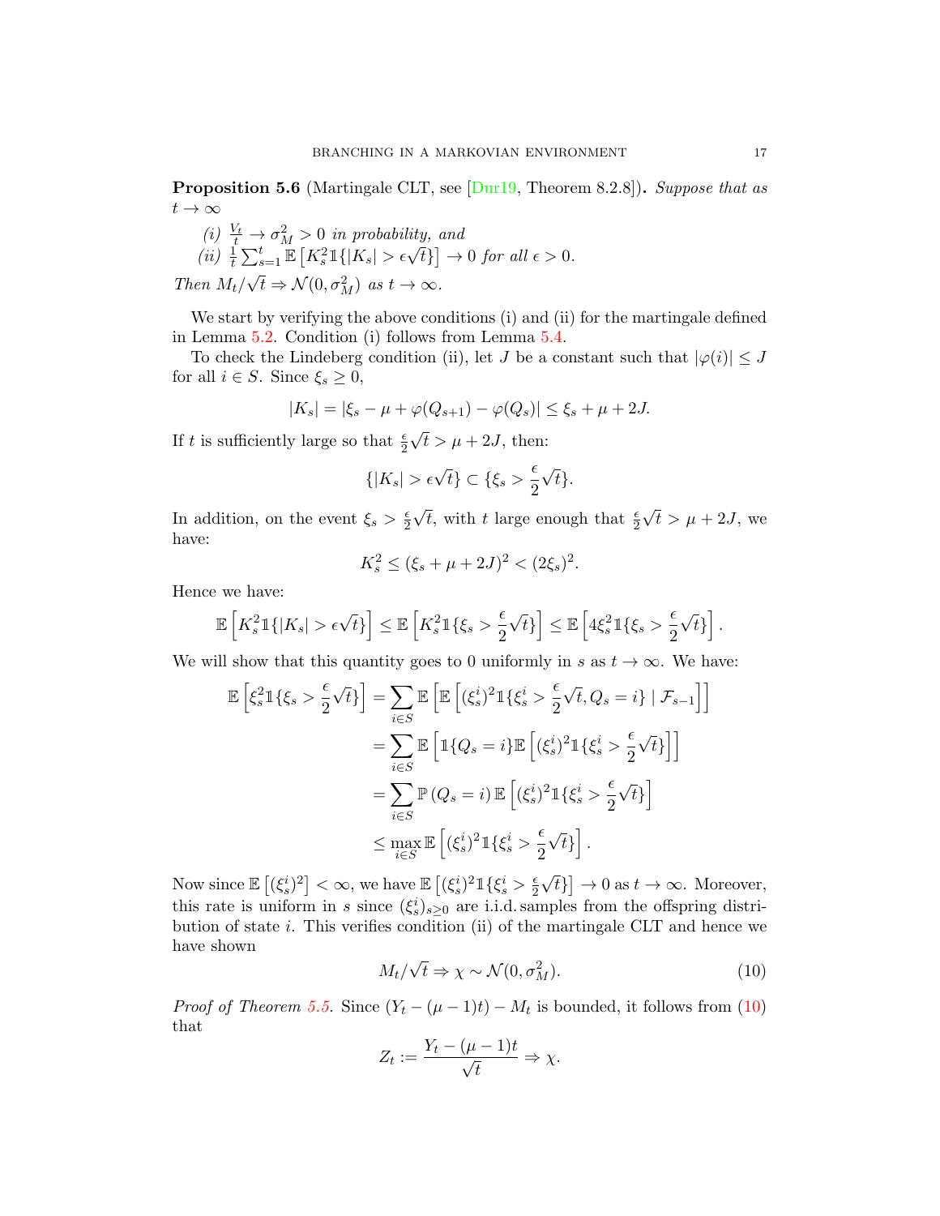**Proposition 5.6** (Martingale CLT, see [Dur19, Theorem 8.2.8])**.** *Suppose that as $t \to \infty$*

*(i) $\frac{V_t}{t} \to \sigma_M^2 > 0$ in probability, and*

*(ii) $\frac{1}{t}\sum_{s=1}^{t} \mathbb{E}\left[K_s^2 \mathbb{1}\{|K_s| > \epsilon\sqrt{t}\}\right] \to 0$ for all $\epsilon > 0$.*

*Then $M_t/\sqrt{t} \Rightarrow \mathcal{N}(0, \sigma_M^2)$ as $t \to \infty$.*

We start by verifying the above conditions (i) and (ii) for the martingale defined in Lemma 5.2. Condition (i) follows from Lemma 5.4.

To check the Lindeberg condition (ii), let $J$ be a constant such that $|\varphi(i)| \le J$ for all $i \in S$. Since $\xi_s \ge 0$,

$$|K_s| = |\xi_s - \mu + \varphi(Q_{s+1}) - \varphi(Q_s)| \le \xi_s + \mu + 2J.$$

If $t$ is sufficiently large so that $\frac{\epsilon}{2}\sqrt{t} > \mu + 2J$, then:

$$\{|K_s| > \epsilon\sqrt{t}\} \subset \{\xi_s > \frac{\epsilon}{2}\sqrt{t}\}.$$

In addition, on the event $\xi_s > \frac{\epsilon}{2}\sqrt{t}$, with $t$ large enough that $\frac{\epsilon}{2}\sqrt{t} > \mu + 2J$, we have:

$$K_s^2 \le (\xi_s + \mu + 2J)^2 < (2\xi_s)^2.$$

Hence we have:

$$\mathbb{E}\left[K_s^2 \mathbb{1}\{|K_s| > \epsilon\sqrt{t}\}\right] \le \mathbb{E}\left[K_s^2 \mathbb{1}\{\xi_s > \frac{\epsilon}{2}\sqrt{t}\}\right] \le \mathbb{E}\left[4\xi_s^2 \mathbb{1}\{\xi_s > \frac{\epsilon}{2}\sqrt{t}\}\right].$$

We will show that this quantity goes to 0 uniformly in $s$ as $t \to \infty$. We have:

$$\begin{aligned}
\mathbb{E}\left[\xi_s^2 \mathbb{1}\{\xi_s > \frac{\epsilon}{2}\sqrt{t}\}\right] &= \sum_{i \in S} \mathbb{E}\left[\mathbb{E}\left[(\xi_s^i)^2 \mathbb{1}\{\xi_s^i > \frac{\epsilon}{2}\sqrt{t}, Q_s = i\} \mid \mathcal{F}_{s-1}\right]\right] \\
&= \sum_{i \in S} \mathbb{E}\left[\mathbb{1}\{Q_s = i\}\mathbb{E}\left[(\xi_s^i)^2 \mathbb{1}\{\xi_s^i > \frac{\epsilon}{2}\sqrt{t}\}\right]\right] \\
&= \sum_{i \in S} \mathbb{P}\left(Q_s = i\right)\mathbb{E}\left[(\xi_s^i)^2 \mathbb{1}\{\xi_s^i > \frac{\epsilon}{2}\sqrt{t}\}\right] \\
&\le \max_{i \in S} \mathbb{E}\left[(\xi_s^i)^2 \mathbb{1}\{\xi_s^i > \frac{\epsilon}{2}\sqrt{t}\}\right].
\end{aligned}$$

Now since $\mathbb{E}\left[(\xi_s^i)^2\right] < \infty$, we have $\mathbb{E}\left[(\xi_s^i)^2 \mathbb{1}\{\xi_s^i > \frac{\epsilon}{2}\sqrt{t}\}\right] \to 0$ as $t \to \infty$. Moreover, this rate is uniform in $s$ since $(\xi_s^i)_{s \ge 0}$ are i.i.d. samples from the offspring distribution of state $i$. This verifies condition (ii) of the martingale CLT and hence we have shown

$$M_t/\sqrt{t} \Rightarrow \chi \sim \mathcal{N}(0, \sigma_M^2). \tag{10}$$

*Proof of Theorem 5.5.* Since $(Y_t - (\mu - 1)t) - M_t$ is bounded, it follows from (10) that

$$Z_t := \frac{Y_t - (\mu - 1)t}{\sqrt{t}} \Rightarrow \chi.$$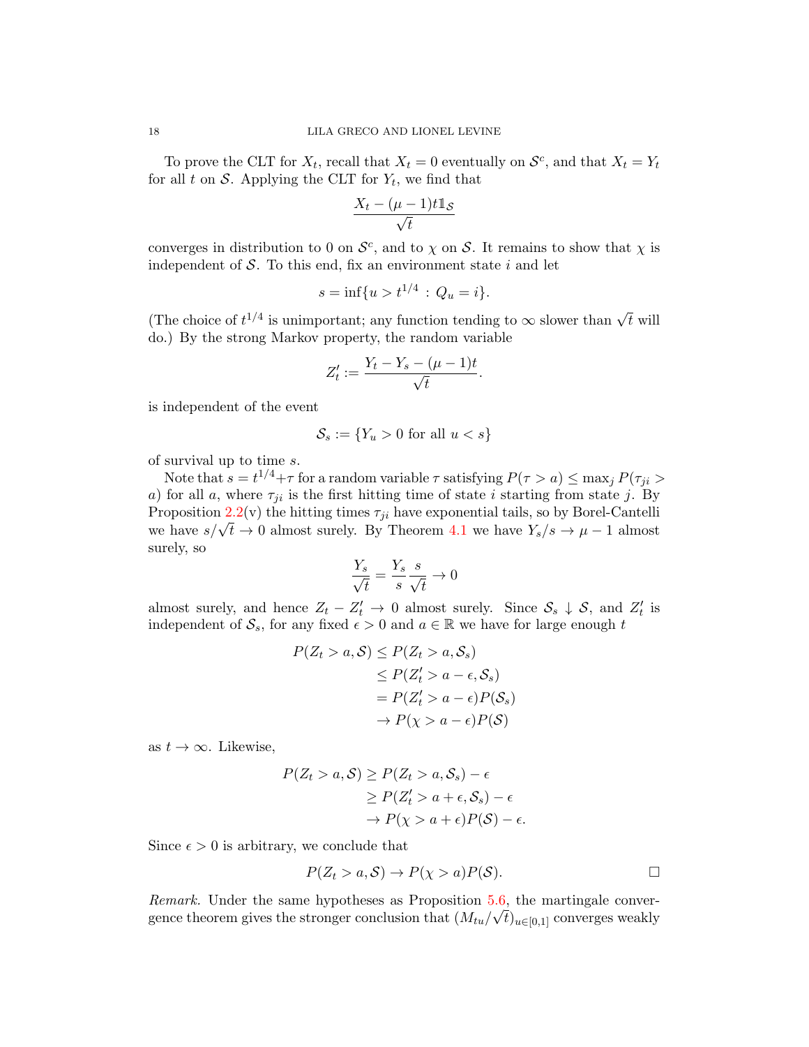To prove the CLT for $X_t$, recall that $X_t = 0$ eventually on $\mathcal{S}^c$, and that $X_t = Y_t$ for all $t$ on $\mathcal{S}$. Applying the CLT for $Y_t$, we find that

$$\frac{X_t - (\mu - 1)t\mathbb{1}_{\mathcal{S}}}{\sqrt{t}}$$

converges in distribution to 0 on $\mathcal{S}^c$, and to $\chi$ on $\mathcal{S}$. It remains to show that $\chi$ is independent of $\mathcal{S}$. To this end, fix an environment state $i$ and let

$$s = \inf\{u > t^{1/4} : Q_u = i\}.$$

(The choice of $t^{1/4}$ is unimportant; any function tending to $\infty$ slower than $\sqrt{t}$ will do.) By the strong Markov property, the random variable

$$Z'_t := \frac{Y_t - Y_s - (\mu - 1)t}{\sqrt{t}}.$$

is independent of the event

$$\mathcal{S}_s := \{Y_u > 0 \text{ for all } u < s\}$$

of survival up to time $s$.

Note that $s = t^{1/4} + \tau$ for a random variable $\tau$ satisfying $P(\tau > a) \leq \max_j P(\tau_{ji} > a)$ for all $a$, where $\tau_{ji}$ is the first hitting time of state $i$ starting from state $j$. By Proposition 2.2(v) the hitting times $\tau_{ji}$ have exponential tails, so by Borel-Cantelli we have $s/\sqrt{t} \to 0$ almost surely. By Theorem 4.1 we have $Y_s/s \to \mu - 1$ almost surely, so

$$\frac{Y_s}{\sqrt{t}} = \frac{Y_s}{s}\frac{s}{\sqrt{t}} \to 0$$

almost surely, and hence $Z_t - Z'_t \to 0$ almost surely. Since $\mathcal{S}_s \downarrow \mathcal{S}$, and $Z'_t$ is independent of $\mathcal{S}_s$, for any fixed $\epsilon > 0$ and $a \in \mathbb{R}$ we have for large enough $t$

$$\begin{aligned}
P(Z_t > a, \mathcal{S}) &\leq P(Z_t > a, \mathcal{S}_s) \\
&\leq P(Z'_t > a - \epsilon, \mathcal{S}_s) \\
&= P(Z'_t > a - \epsilon)P(\mathcal{S}_s) \\
&\to P(\chi > a - \epsilon)P(\mathcal{S})
\end{aligned}$$

as $t \to \infty$. Likewise,

$$\begin{aligned}
P(Z_t > a, \mathcal{S}) &\geq P(Z_t > a, \mathcal{S}_s) - \epsilon \\
&\geq P(Z'_t > a + \epsilon, \mathcal{S}_s) - \epsilon \\
&\to P(\chi > a + \epsilon)P(\mathcal{S}) - \epsilon.
\end{aligned}$$

Since $\epsilon > 0$ is arbitrary, we conclude that

$$P(Z_t > a, \mathcal{S}) \to P(\chi > a)P(\mathcal{S}). \qquad \square$$

*Remark.* Under the same hypotheses as Proposition 5.6, the martingale convergence theorem gives the stronger conclusion that $(M_{tu}/\sqrt{t})_{u\in[0,1]}$ converges weakly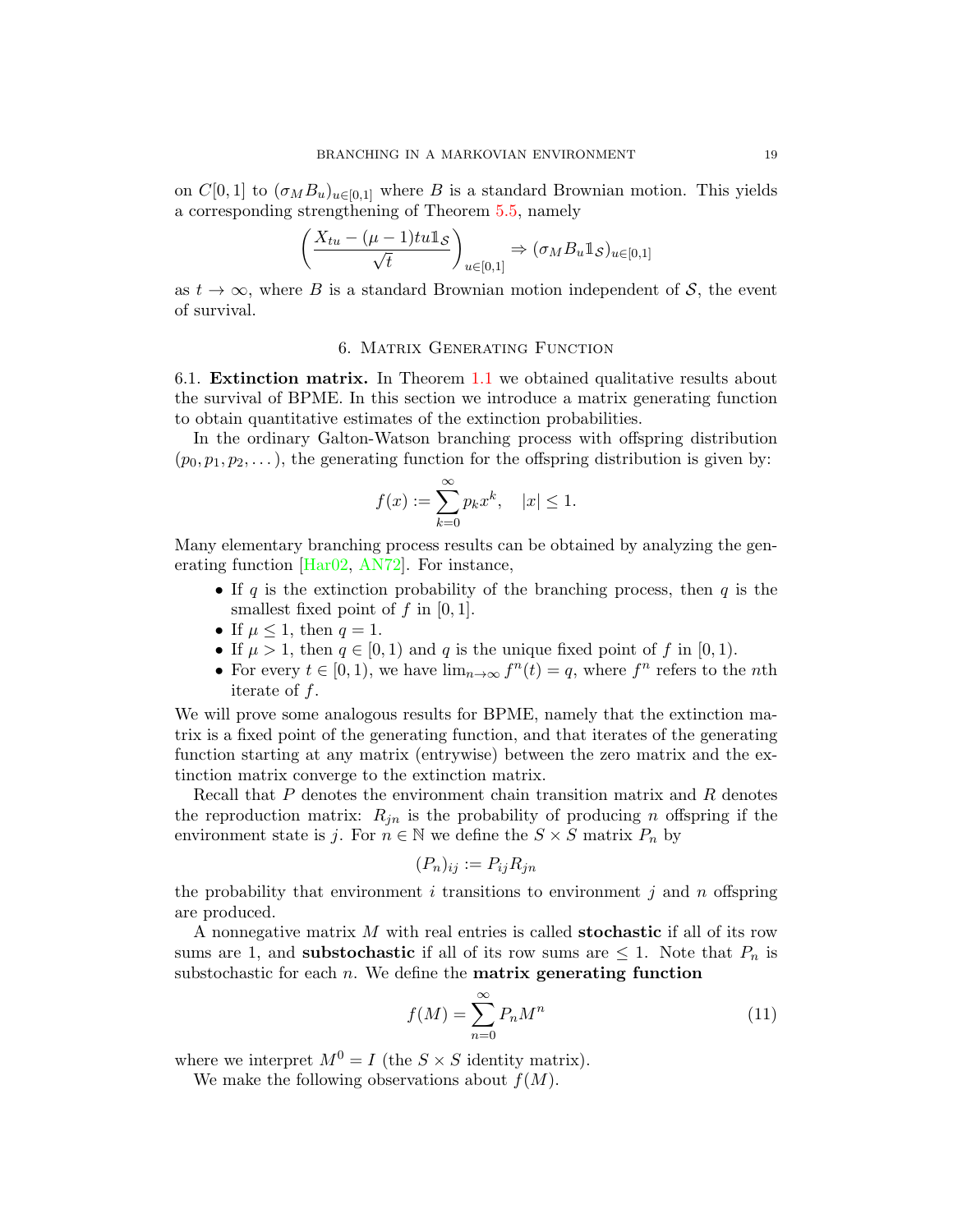on $C[0,1]$ to $(\sigma_M B_u)_{u\in[0,1]}$ where $B$ is a standard Brownian motion. This yields a corresponding strengthening of Theorem 5.5, namely

$$\left(\frac{X_{tu} - (\mu-1)tu\mathbb{1}_{\mathcal{S}}}{\sqrt{t}}\right)_{u\in[0,1]} \Rightarrow (\sigma_M B_u \mathbb{1}_{\mathcal{S}})_{u\in[0,1]}$$

as $t \to \infty$, where $B$ is a standard Brownian motion independent of $\mathcal{S}$, the event of survival.

## 6. Matrix Generating Function

**6.1. Extinction matrix.** In Theorem 1.1 we obtained qualitative results about the survival of BPME. In this section we introduce a matrix generating function to obtain quantitative estimates of the extinction probabilities.

In the ordinary Galton-Watson branching process with offspring distribution $(p_0, p_1, p_2, \dots)$, the generating function for the offspring distribution is given by:

$$f(x) := \sum_{k=0}^{\infty} p_k x^k, \quad |x| \le 1.$$

Many elementary branching process results can be obtained by analyzing the generating function [Har02, AN72]. For instance,

- If $q$ is the extinction probability of the branching process, then $q$ is the smallest fixed point of $f$ in $[0,1]$.
- If $\mu \le 1$, then $q = 1$.
- If $\mu > 1$, then $q \in [0,1)$ and $q$ is the unique fixed point of $f$ in $[0,1)$.
- For every $t \in [0,1)$, we have $\lim_{n\to\infty} f^n(t) = q$, where $f^n$ refers to the $n$th iterate of $f$.

We will prove some analogous results for BPME, namely that the extinction matrix is a fixed point of the generating function, and that iterates of the generating function starting at any matrix (entrywise) between the zero matrix and the extinction matrix converge to the extinction matrix.

Recall that $P$ denotes the environment chain transition matrix and $R$ denotes the reproduction matrix: $R_{jn}$ is the probability of producing $n$ offspring if the environment state is $j$. For $n \in \mathbb{N}$ we define the $S \times S$ matrix $P_n$ by

$$(P_n)_{ij} := P_{ij} R_{jn}$$

the probability that environment $i$ transitions to environment $j$ and $n$ offspring are produced.

A nonnegative matrix $M$ with real entries is called **stochastic** if all of its row sums are 1, and **substochastic** if all of its row sums are $\le 1$. Note that $P_n$ is substochastic for each $n$. We define the **matrix generating function**

$$f(M) = \sum_{n=0}^{\infty} P_n M^n \tag{11}$$

where we interpret $M^0 = I$ (the $S \times S$ identity matrix).

We make the following observations about $f(M)$.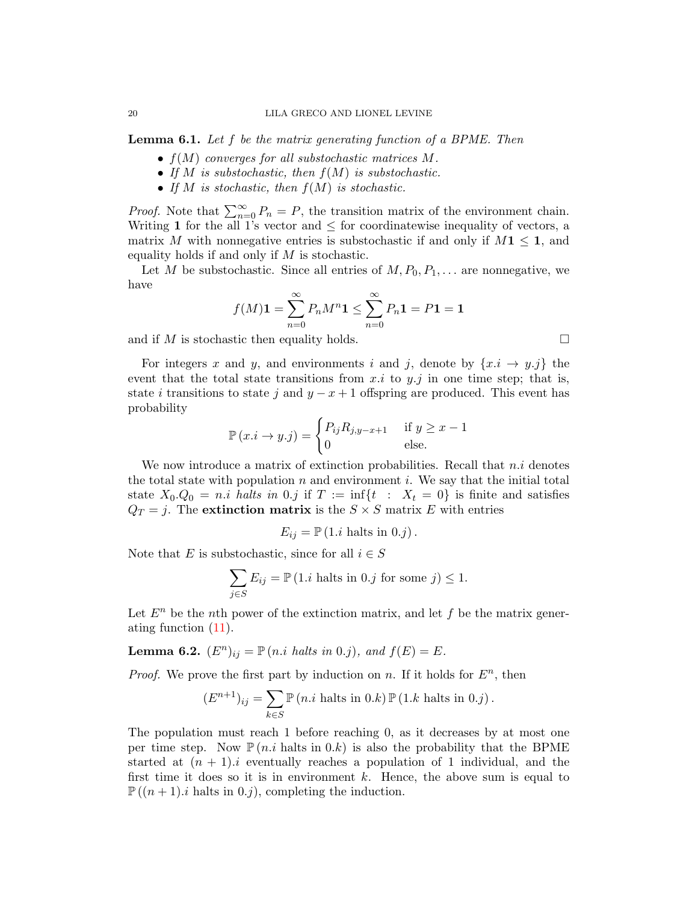**Lemma 6.1.** *Let $f$ be the matrix generating function of a BPME. Then*

- *$f(M)$ converges for all substochastic matrices $M$.*
- *If $M$ is substochastic, then $f(M)$ is substochastic.*
- *If $M$ is stochastic, then $f(M)$ is stochastic.*

*Proof.* Note that $\sum_{n=0}^{\infty} P_n = P$, the transition matrix of the environment chain. Writing $\mathbf{1}$ for the all 1's vector and $\leq$ for coordinatewise inequality of vectors, a matrix $M$ with nonnegative entries is substochastic if and only if $M\mathbf{1} \leq \mathbf{1}$, and equality holds if and only if $M$ is stochastic.

Let $M$ be substochastic. Since all entries of $M, P_0, P_1, \dots$ are nonnegative, we have

$$f(M)\mathbf{1} = \sum_{n=0}^{\infty} P_n M^n \mathbf{1} \leq \sum_{n=0}^{\infty} P_n \mathbf{1} = P\mathbf{1} = \mathbf{1}$$

and if $M$ is stochastic then equality holds. $\square$

For integers $x$ and $y$, and environments $i$ and $j$, denote by $\{x.i \to y.j\}$ the event that the total state transitions from $x.i$ to $y.j$ in one time step; that is, state $i$ transitions to state $j$ and $y - x + 1$ offspring are produced. This event has probability

$$\mathbb{P}(x.i \to y.j) = \begin{cases} P_{ij} R_{j,y-x+1} & \text{if } y \geq x-1 \\ 0 & \text{else.} \end{cases}$$

We now introduce a matrix of extinction probabilities. Recall that $n.i$ denotes the total state with population $n$ and environment $i$. We say that the initial total state $X_0.Q_0 = n.i$ *halts in* $0.j$ if $T := \inf\{t \ : \ X_t = 0\}$ is finite and satisfies $Q_T = j$. The **extinction matrix** is the $S \times S$ matrix $E$ with entries

$$E_{ij} = \mathbb{P}(1.i \text{ halts in } 0.j).$$

Note that $E$ is substochastic, since for all $i \in S$

$$\sum_{j \in S} E_{ij} = \mathbb{P}(1.i \text{ halts in } 0.j \text{ for some } j) \leq 1.$$

Let $E^n$ be the $n$th power of the extinction matrix, and let $f$ be the matrix generating function (11).

**Lemma 6.2.** *$(E^n)_{ij} = \mathbb{P}(n.i$ halts in $0.j)$, and $f(E) = E$.*

*Proof.* We prove the first part by induction on $n$. If it holds for $E^n$, then

$$(E^{n+1})_{ij} = \sum_{k \in S} \mathbb{P}(n.i \text{ halts in } 0.k)\, \mathbb{P}(1.k \text{ halts in } 0.j).$$

The population must reach 1 before reaching 0, as it decreases by at most one per time step. Now $\mathbb{P}(n.i \text{ halts in } 0.k)$ is also the probability that the BPME started at $(n+1).i$ eventually reaches a population of 1 individual, and the first time it does so it is in environment $k$. Hence, the above sum is equal to $\mathbb{P}((n+1).i \text{ halts in } 0.j)$, completing the induction.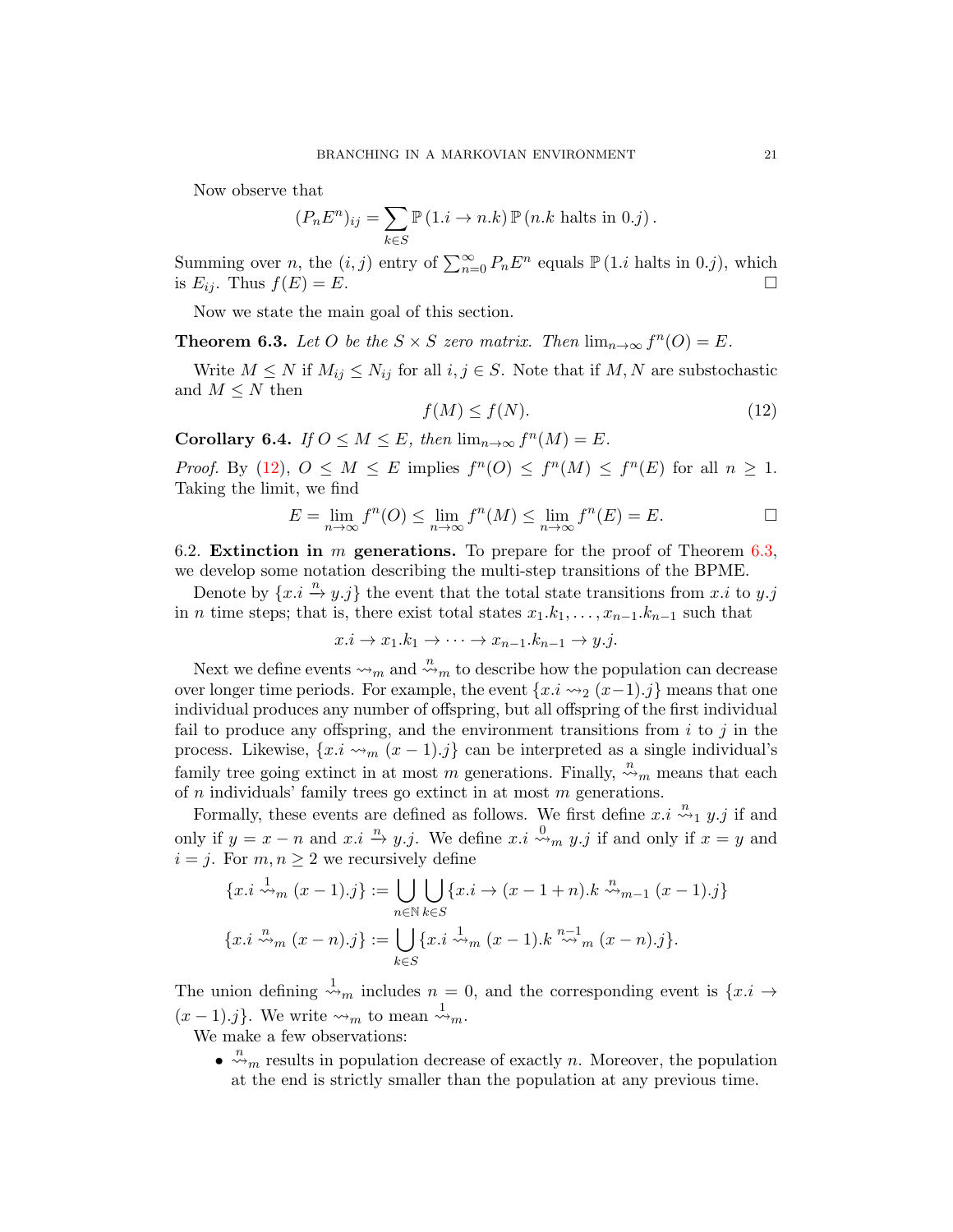Now observe that

$$(P_n E^n)_{ij} = \sum_{k\in S} \mathbb{P}\left(1.i \to n.k\right) \mathbb{P}\left(n.k \text{ halts in } 0.j\right).$$

Summing over $n$, the $(i,j)$ entry of $\sum_{n=0}^{\infty} P_n E^n$ equals $\mathbb{P}\left(1.i \text{ halts in } 0.j\right)$, which is $E_{ij}$. Thus $f(E) = E$. □

Now we state the main goal of this section.

**Theorem 6.3.** *Let $O$ be the $S \times S$ zero matrix. Then $\lim_{n\to\infty} f^n(O) = E$.*

Write $M \le N$ if $M_{ij} \le N_{ij}$ for all $i, j \in S$. Note that if $M, N$ are substochastic and $M \le N$ then

$$f(M) \le f(N). \tag{12}$$

**Corollary 6.4.** *If $O \le M \le E$, then $\lim_{n\to\infty} f^n(M) = E$.*

*Proof.* By (12), $O \le M \le E$ implies $f^n(O) \le f^n(M) \le f^n(E)$ for all $n \ge 1$. Taking the limit, we find

$$E = \lim_{n\to\infty} f^n(O) \le \lim_{n\to\infty} f^n(M) \le \lim_{n\to\infty} f^n(E) = E.$$
□

6.2. **Extinction in $m$ generations.** To prepare for the proof of Theorem 6.3, we develop some notation describing the multi-step transitions of the BPME.

Denote by $\{x.i \xrightarrow{n} y.j\}$ the event that the total state transitions from $x.i$ to $y.j$ in $n$ time steps; that is, there exist total states $x_1.k_1, \ldots, x_{n-1}.k_{n-1}$ such that

$$x.i \to x_1.k_1 \to \cdots \to x_{n-1}.k_{n-1} \to y.j.$$

Next we define events $\rightsquigarrow_m$ and $\overset{n}{\rightsquigarrow}_m$ to describe how the population can decrease over longer time periods. For example, the event $\{x.i \rightsquigarrow_2 (x-1).j\}$ means that one individual produces any number of offspring, but all offspring of the first individual fail to produce any offspring, and the environment transitions from $i$ to $j$ in the process. Likewise, $\{x.i \rightsquigarrow_m (x-1).j\}$ can be interpreted as a single individual's family tree going extinct in at most $m$ generations. Finally, $\overset{n}{\rightsquigarrow}_m$ means that each of $n$ individuals' family trees go extinct in at most $m$ generations.

Formally, these events are defined as follows. We first define $x.i \overset{n}{\rightsquigarrow}_1 y.j$ if and only if $y = x - n$ and $x.i \xrightarrow{n} y.j$. We define $x.i \overset{0}{\rightsquigarrow}_m y.j$ if and only if $x = y$ and $i = j$. For $m, n \ge 2$ we recursively define

$$\{x.i \overset{1}{\rightsquigarrow}_m (x-1).j\} := \bigcup_{n\in\mathbb{N}} \bigcup_{k\in S} \{x.i \to (x-1+n).k \overset{n}{\rightsquigarrow}_{m-1} (x-1).j\}$$

$$\{x.i \overset{n}{\rightsquigarrow}_m (x-n).j\} := \bigcup_{k\in S} \{x.i \overset{1}{\rightsquigarrow}_m (x-1).k \overset{n-1}{\rightsquigarrow}_m (x-n).j\}.$$

The union defining $\overset{1}{\rightsquigarrow}_m$ includes $n = 0$, and the corresponding event is $\{x.i \to (x-1).j\}$. We write $\rightsquigarrow_m$ to mean $\overset{1}{\rightsquigarrow}_m$.

We make a few observations:

- $\overset{n}{\rightsquigarrow}_m$ results in population decrease of exactly $n$. Moreover, the population at the end is strictly smaller than the population at any previous time.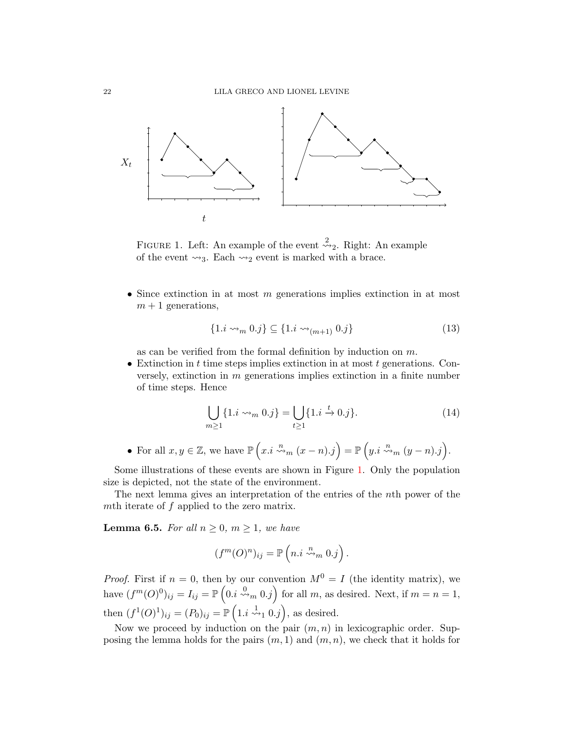FIGURE 1. Left: An example of the event $\overset{2}{\rightsquigarrow}_2$. Right: An example of the event $\rightsquigarrow_3$. Each $\rightsquigarrow_2$ event is marked with a brace.

- Since extinction in at most $m$ generations implies extinction in at most $m+1$ generations,

$$\{1.i \rightsquigarrow_m 0.j\} \subseteq \{1.i \rightsquigarrow_{(m+1)} 0.j\} \tag{13}$$

as can be verified from the formal definition by induction on $m$.

- Extinction in $t$ time steps implies extinction in at most $t$ generations. Conversely, extinction in $m$ generations implies extinction in a finite number of time steps. Hence

$$\bigcup_{m \geq 1} \{1.i \rightsquigarrow_m 0.j\} = \bigcup_{t \geq 1} \{1.i \xrightarrow{t} 0.j\}. \tag{14}$$

- For all $x, y \in \mathbb{Z}$, we have $\mathbb{P}\left(x.i \overset{n}{\rightsquigarrow}_m (x-n).j\right) = \mathbb{P}\left(y.i \overset{n}{\rightsquigarrow}_m (y-n).j\right)$.

Some illustrations of these events are shown in Figure 1. Only the population size is depicted, not the state of the environment.

The next lemma gives an interpretation of the entries of the $n$th power of the $m$th iterate of $f$ applied to the zero matrix.

**Lemma 6.5.** *For all $n \geq 0$, $m \geq 1$, we have*

$$(f^m(O)^n)_{ij} = \mathbb{P}\left(n.i \overset{n}{\rightsquigarrow}_m 0.j\right).$$

*Proof.* First if $n = 0$, then by our convention $M^0 = I$ (the identity matrix), we have $(f^m(O)^0)_{ij} = I_{ij} = \mathbb{P}\left(0.i \overset{0}{\rightsquigarrow}_m 0.j\right)$ for all $m$, as desired. Next, if $m = n = 1$, then $(f^1(O)^1)_{ij} = (P_0)_{ij} = \mathbb{P}\left(1.i \overset{1}{\rightsquigarrow}_1 0.j\right)$, as desired.

Now we proceed by induction on the pair $(m, n)$ in lexicographic order. Supposing the lemma holds for the pairs $(m, 1)$ and $(m, n)$, we check that it holds for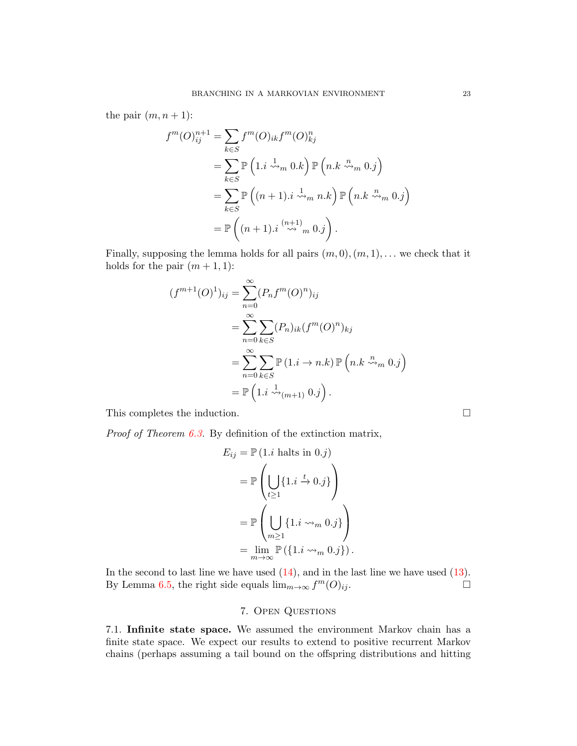the pair $(m, n+1)$:

$$
\begin{aligned}
f^m(O)^{n+1}_{ij} &= \sum_{k \in S} f^m(O)_{ik} f^m(O)^n_{kj} \\
&= \sum_{k \in S} \mathbb{P}\left(1.i \overset{1}{\rightsquigarrow}_m 0.k\right) \mathbb{P}\left(n.k \overset{n}{\rightsquigarrow}_m 0.j\right) \\
&= \sum_{k \in S} \mathbb{P}\left((n+1).i \overset{1}{\rightsquigarrow}_m n.k\right) \mathbb{P}\left(n.k \overset{n}{\rightsquigarrow}_m 0.j\right) \\
&= \mathbb{P}\left((n+1).i \overset{(n+1)}{\rightsquigarrow}_m 0.j\right).
\end{aligned}
$$

Finally, supposing the lemma holds for all pairs $(m, 0), (m, 1), \ldots$ we check that it holds for the pair $(m+1, 1)$:

$$
\begin{aligned}
(f^{m+1}(O)^1)_{ij} &= \sum_{n=0}^{\infty} (P_n f^m(O)^n)_{ij} \\
&= \sum_{n=0}^{\infty} \sum_{k \in S} (P_n)_{ik} (f^m(O)^n)_{kj} \\
&= \sum_{n=0}^{\infty} \sum_{k \in S} \mathbb{P}\left(1.i \to n.k\right) \mathbb{P}\left(n.k \overset{n}{\rightsquigarrow}_m 0.j\right) \\
&= \mathbb{P}\left(1.i \overset{1}{\rightsquigarrow}_{(m+1)} 0.j\right).
\end{aligned}
$$

This completes the induction. $\square$

*Proof of Theorem 6.3.* By definition of the extinction matrix,

$$
\begin{aligned}
E_{ij} &= \mathbb{P}\left(1.i \text{ halts in } 0.j\right) \\
&= \mathbb{P}\left( \bigcup_{t \geq 1} \{1.i \overset{t}{\to} 0.j\} \right) \\
&= \mathbb{P}\left( \bigcup_{m \geq 1} \{1.i \rightsquigarrow_m 0.j\} \right) \\
&= \lim_{m \to \infty} \mathbb{P}\left(\{1.i \rightsquigarrow_m 0.j\}\right).
\end{aligned}
$$

In the second to last line we have used (14), and in the last line we have used (13). By Lemma 6.5, the right side equals $\lim_{m\to\infty} f^m(O)_{ij}$. $\square$

## 7. Open Questions

7.1. **Infinite state space.** We assumed the environment Markov chain has a finite state space. We expect our results to extend to positive recurrent Markov chains (perhaps assuming a tail bound on the offspring distributions and hitting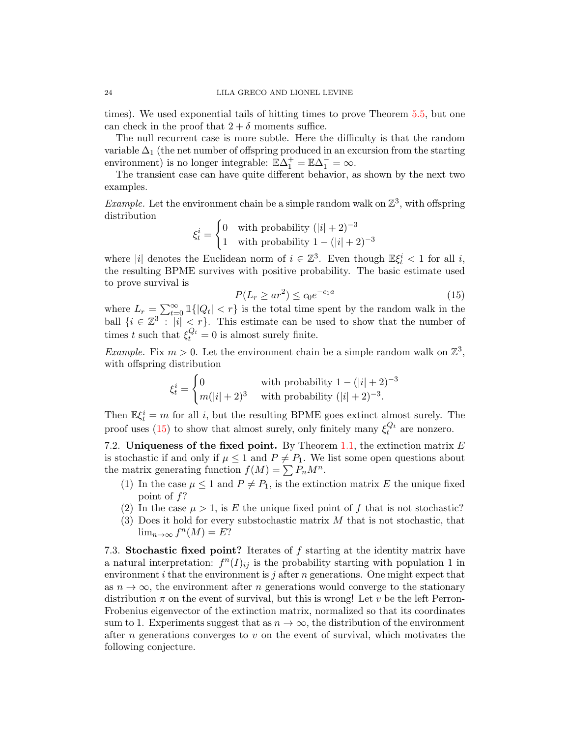times). We used exponential tails of hitting times to prove Theorem 5.5, but one can check in the proof that $2+\delta$ moments suffice.

The null recurrent case is more subtle. Here the difficulty is that the random variable $\Delta_1$ (the net number of offspring produced in an excursion from the starting environment) is no longer integrable: $\mathbb{E}\Delta_1^+ = \mathbb{E}\Delta_1^- = \infty$.

The transient case can have quite different behavior, as shown by the next two examples.

*Example.* Let the environment chain be a simple random walk on $\mathbb{Z}^3$, with offspring distribution

$$\xi_t^i = \begin{cases} 0 & \text{with probability } (|i|+2)^{-3} \\ 1 & \text{with probability } 1-(|i|+2)^{-3} \end{cases}$$

where $|i|$ denotes the Euclidean norm of $i \in \mathbb{Z}^3$. Even though $\mathbb{E}\xi_t^i < 1$ for all $i$, the resulting BPME survives with positive probability. The basic estimate used to prove survival is

$$P(L_r \geq ar^2) \leq c_0 e^{-c_1 a} \tag{15}$$

where $L_r = \sum_{t=0}^\infty \mathbb{1}\{|Q_t| < r\}$ is the total time spent by the random walk in the ball $\{i \in \mathbb{Z}^3 : |i| < r\}$. This estimate can be used to show that the number of times $t$ such that $\xi_t^{Q_t} = 0$ is almost surely finite.

*Example.* Fix $m > 0$. Let the environment chain be a simple random walk on $\mathbb{Z}^3$, with offspring distribution

$$\xi_t^i = \begin{cases} 0 & \text{with probability } 1-(|i|+2)^{-3} \\ m(|i|+2)^3 & \text{with probability } (|i|+2)^{-3}. \end{cases}$$

Then $\mathbb{E}\xi_t^i = m$ for all $i$, but the resulting BPME goes extinct almost surely. The proof uses (15) to show that almost surely, only finitely many $\xi_t^{Q_t}$ are nonzero.

7.2. **Uniqueness of the fixed point.** By Theorem 1.1, the extinction matrix $E$ is stochastic if and only if $\mu \leq 1$ and $P \neq P_1$. We list some open questions about the matrix generating function $f(M) = \sum P_n M^n$.

1. In the case $\mu \leq 1$ and $P \neq P_1$, is the extinction matrix $E$ the unique fixed point of $f$?
2. In the case $\mu > 1$, is $E$ the unique fixed point of $f$ that is not stochastic?
3. Does it hold for every substochastic matrix $M$ that is not stochastic, that $\lim_{n\to\infty} f^n(M) = E$?

7.3. **Stochastic fixed point?** Iterates of $f$ starting at the identity matrix have a natural interpretation: $f^n(I)_{ij}$ is the probability starting with population 1 in environment $i$ that the environment is $j$ after $n$ generations. One might expect that as $n \to \infty$, the environment after $n$ generations would converge to the stationary distribution $\pi$ on the event of survival, but this is wrong! Let $v$ be the left Perron-Frobenius eigenvector of the extinction matrix, normalized so that its coordinates sum to 1. Experiments suggest that as $n \to \infty$, the distribution of the environment after $n$ generations converges to $v$ on the event of survival, which motivates the following conjecture.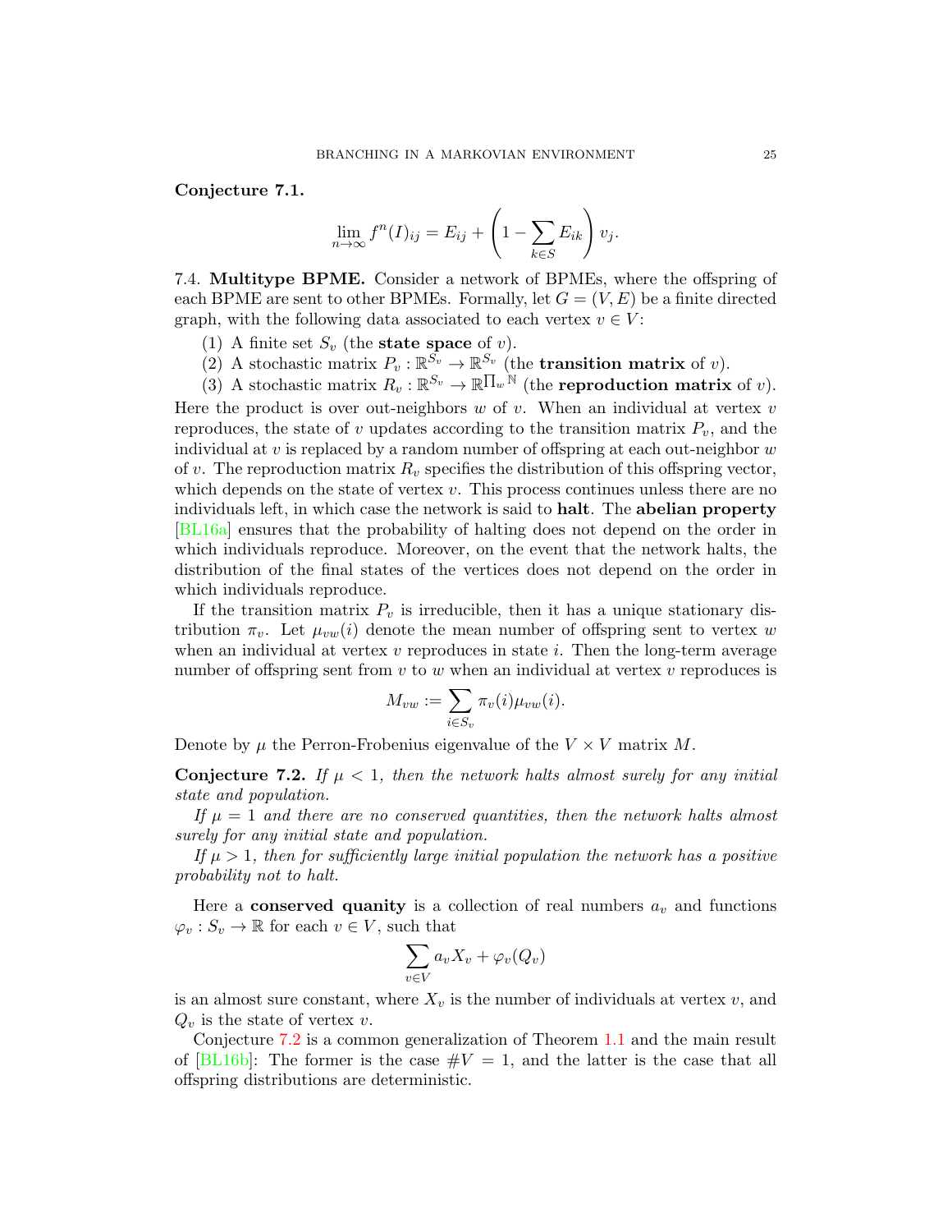**Conjecture 7.1.**

$$\lim_{n\to\infty} f^n(I)_{ij} = E_{ij} + \left(1 - \sum_{k\in S} E_{ik}\right) v_j.$$

7.4. **Multitype BPME.** Consider a network of BPMEs, where the offspring of each BPME are sent to other BPMEs. Formally, let $G = (V, E)$ be a finite directed graph, with the following data associated to each vertex $v \in V$:

(1) A finite set $S_v$ (the **state space** of $v$).
(2) A stochastic matrix $P_v : \mathbb{R}^{S_v} \to \mathbb{R}^{S_v}$ (the **transition matrix** of $v$).
(3) A stochastic matrix $R_v : \mathbb{R}^{S_v} \to \mathbb{R}^{\prod_w \mathbb{N}}$ (the **reproduction matrix** of $v$).

Here the product is over out-neighbors $w$ of $v$. When an individual at vertex $v$ reproduces, the state of $v$ updates according to the transition matrix $P_v$, and the individual at $v$ is replaced by a random number of offspring at each out-neighbor $w$ of $v$. The reproduction matrix $R_v$ specifies the distribution of this offspring vector, which depends on the state of vertex $v$. This process continues unless there are no individuals left, in which case the network is said to **halt**. The **abelian property** [BL16a] ensures that the probability of halting does not depend on the order in which individuals reproduce. Moreover, on the event that the network halts, the distribution of the final states of the vertices does not depend on the order in which individuals reproduce.

If the transition matrix $P_v$ is irreducible, then it has a unique stationary distribution $\pi_v$. Let $\mu_{vw}(i)$ denote the mean number of offspring sent to vertex $w$ when an individual at vertex $v$ reproduces in state $i$. Then the long-term average number of offspring sent from $v$ to $w$ when an individual at vertex $v$ reproduces is

$$M_{vw} := \sum_{i\in S_v} \pi_v(i)\mu_{vw}(i).$$

Denote by $\mu$ the Perron-Frobenius eigenvalue of the $V \times V$ matrix $M$.

**Conjecture 7.2.** *If $\mu < 1$, then the network halts almost surely for any initial state and population.*

*If $\mu = 1$ and there are no conserved quantities, then the network halts almost surely for any initial state and population.*

*If $\mu > 1$, then for sufficiently large initial population the network has a positive probability not to halt.*

Here a **conserved quanity** is a collection of real numbers $a_v$ and functions $\varphi_v : S_v \to \mathbb{R}$ for each $v \in V$, such that

$$\sum_{v\in V} a_v X_v + \varphi_v(Q_v)$$

is an almost sure constant, where $X_v$ is the number of individuals at vertex $v$, and $Q_v$ is the state of vertex $v$.

Conjecture 7.2 is a common generalization of Theorem 1.1 and the main result of [BL16b]: The former is the case $\#V = 1$, and the latter is the case that all offspring distributions are deterministic.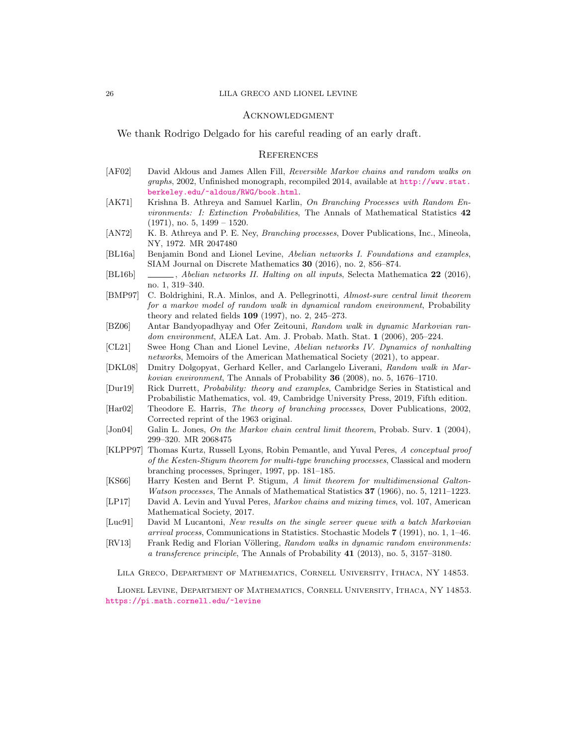## Acknowledgment

We thank Rodrigo Delgado for his careful reading of an early draft.

## References

[AF02] David Aldous and James Allen Fill, *Reversible Markov chains and random walks on graphs*, 2002, Unfinished monograph, recompiled 2014, available at http://www.stat.berkeley.edu/~aldous/RWG/book.html.

[AK71] Krishna B. Athreya and Samuel Karlin, *On Branching Processes with Random Environments: I: Extinction Probabilities*, The Annals of Mathematical Statistics **42** (1971), no. 5, 1499 – 1520.

[AN72] K. B. Athreya and P. E. Ney, *Branching processes*, Dover Publications, Inc., Mineola, NY, 1972. MR 2047480

[BL16a] Benjamin Bond and Lionel Levine, *Abelian networks I. Foundations and examples*, SIAM Journal on Discrete Mathematics **30** (2016), no. 2, 856–874.

[BL16b] ______, *Abelian networks II. Halting on all inputs*, Selecta Mathematica **22** (2016), no. 1, 319–340.

[BMP97] C. Boldrighini, R.A. Minlos, and A. Pellegrinotti, *Almost-sure central limit theorem for a markov model of random walk in dynamical random environment*, Probability theory and related fields **109** (1997), no. 2, 245–273.

[BZ06] Antar Bandyopadhyay and Ofer Zeitouni, *Random walk in dynamic Markovian random environment*, ALEA Lat. Am. J. Probab. Math. Stat. **1** (2006), 205–224.

[CL21] Swee Hong Chan and Lionel Levine, *Abelian networks IV. Dynamics of nonhalting networks*, Memoirs of the American Mathematical Society (2021), to appear.

[DKL08] Dmitry Dolgopyat, Gerhard Keller, and Carlangelo Liverani, *Random walk in Markovian environment*, The Annals of Probability **36** (2008), no. 5, 1676–1710.

[Dur19] Rick Durrett, *Probability: theory and examples*, Cambridge Series in Statistical and Probabilistic Mathematics, vol. 49, Cambridge University Press, 2019, Fifth edition.

[Har02] Theodore E. Harris, *The theory of branching processes*, Dover Publications, 2002, Corrected reprint of the 1963 original.

[Jon04] Galin L. Jones, *On the Markov chain central limit theorem*, Probab. Surv. **1** (2004), 299–320. MR 2068475

[KLPP97] Thomas Kurtz, Russell Lyons, Robin Pemantle, and Yuval Peres, *A conceptual proof of the Kesten-Stigum theorem for multi-type branching processes*, Classical and modern branching processes, Springer, 1997, pp. 181–185.

[KS66] Harry Kesten and Bernt P. Stigum, *A limit theorem for multidimensional Galton-Watson processes*, The Annals of Mathematical Statistics **37** (1966), no. 5, 1211–1223.

[LP17] David A. Levin and Yuval Peres, *Markov chains and mixing times*, vol. 107, American Mathematical Society, 2017.

[Luc91] David M Lucantoni, *New results on the single server queue with a batch Markovian arrival process*, Communications in Statistics. Stochastic Models **7** (1991), no. 1, 1–46.

[RV13] Frank Redig and Florian Völlering, *Random walks in dynamic random environments: a transference principle*, The Annals of Probability **41** (2013), no. 5, 3157–3180.

Lila Greco, Department of Mathematics, Cornell University, Ithaca, NY 14853.

Lionel Levine, Department of Mathematics, Cornell University, Ithaca, NY 14853.
https://pi.math.cornell.edu/~levine